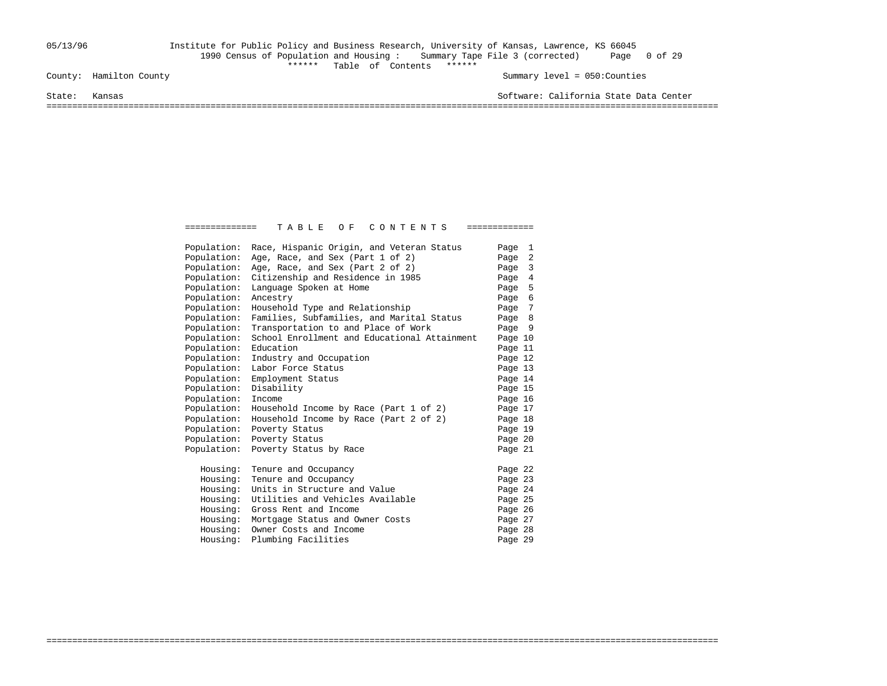05/13/96 Institute for Public Policy and Business Research, University of Kansas, Lawrence, KS 66045
1990 Census of Population and Housing : Summary Tape File 3 (corrected)

****** Table of Contents ******

County: Hamilton County — Summary level = 050:Counties

State: Kansas — Software: California State Data Center

# TABLE OF CONTENTS

| Section | Topic | Page |
|---|---|---|
| Population: | Race, Hispanic Origin, and Veteran Status | Page 1 |
| Population: | Age, Race, and Sex (Part 1 of 2) | Page 2 |
| Population: | Age, Race, and Sex (Part 2 of 2) | Page 3 |
| Population: | Citizenship and Residence in 1985 | Page 4 |
| Population: | Language Spoken at Home | Page 5 |
| Population: | Ancestry | Page 6 |
| Population: | Household Type and Relationship | Page 7 |
| Population: | Families, Subfamilies, and Marital Status | Page 8 |
| Population: | Transportation to and Place of Work | Page 9 |
| Population: | School Enrollment and Educational Attainment | Page 10 |
| Population: | Education | Page 11 |
| Population: | Industry and Occupation | Page 12 |
| Population: | Labor Force Status | Page 13 |
| Population: | Employment Status | Page 14 |
| Population: | Disability | Page 15 |
| Population: | Income | Page 16 |
| Population: | Household Income by Race (Part 1 of 2) | Page 17 |
| Population: | Household Income by Race (Part 2 of 2) | Page 18 |
| Population: | Poverty Status | Page 19 |
| Population: | Poverty Status | Page 20 |
| Population: | Poverty Status by Race | Page 21 |
| Housing: | Tenure and Occupancy | Page 22 |
| Housing: | Tenure and Occupancy | Page 23 |
| Housing: | Units in Structure and Value | Page 24 |
| Housing: | Utilities and Vehicles Available | Page 25 |
| Housing: | Gross Rent and Income | Page 26 |
| Housing: | Mortgage Status and Owner Costs | Page 27 |
| Housing: | Owner Costs and Income | Page 28 |
| Housing: | Plumbing Facilities | Page 29 |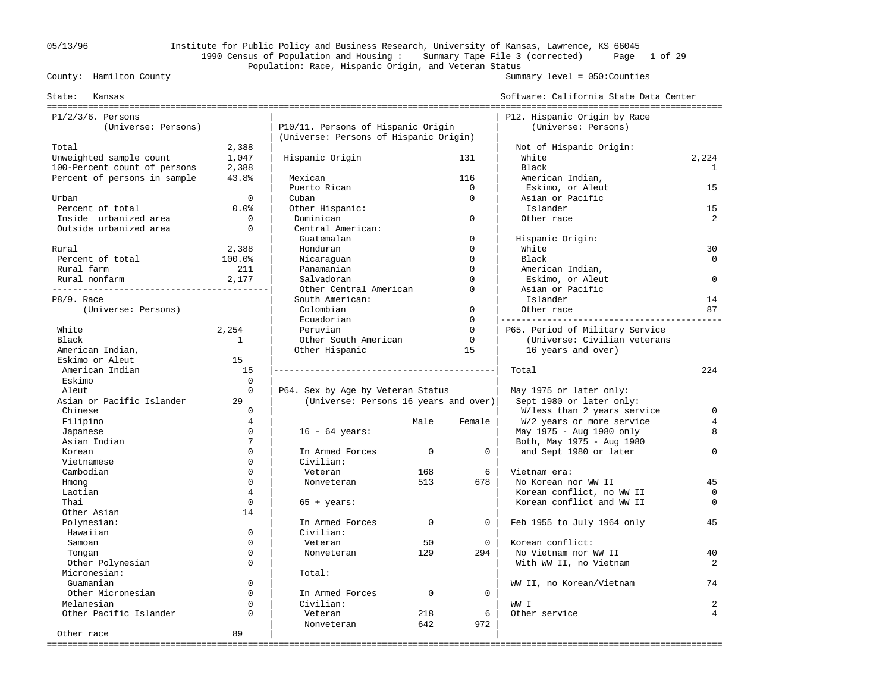Institute for Public Policy and Business Research, University of Kansas, Lawrence, KS 66045
1990 Census of Population and Housing : Summary Tape File 3 (corrected)
Population: Race, Hispanic Origin, and Veteran Status

County: Hamilton County — Summary level = 050:Counties
State: Kansas — Software: California State Data Center

## P1/2/3/6. Persons
(Universe: Persons)

| | |
|---|---|
| Total | 2,388 |
| Unweighted sample count | 1,047 |
| 100-Percent count of persons | 2,388 |
| Percent of persons in sample | 43.8% |
| Urban | 0 |
| Percent of total | 0.0% |
| Inside urbanized area | 0 |
| Outside urbanized area | 0 |
| Rural | 2,388 |
| Percent of total | 100.0% |
| Rural farm | 211 |
| Rural nonfarm | 2,177 |

## P8/9. Race
(Universe: Persons)

| | |
|---|---|
| White | 2,254 |
| Black | 1 |
| American Indian, Eskimo or Aleut | 15 |
| American Indian | 15 |
| Eskimo | 0 |
| Aleut | 0 |
| Asian or Pacific Islander | 29 |
| Chinese | 0 |
| Filipino | 4 |
| Japanese | 0 |
| Asian Indian | 7 |
| Korean | 0 |
| Vietnamese | 0 |
| Cambodian | 0 |
| Hmong | 0 |
| Laotian | 4 |
| Thai | 0 |
| Other Asian | 14 |
| Polynesian: | |
| Hawaiian | 0 |
| Samoan | 0 |
| Tongan | 0 |
| Other Polynesian | 0 |
| Micronesian: | |
| Guamanian | 0 |
| Other Micronesian | 0 |
| Melanesian | 0 |
| Other Pacific Islander | 0 |
| Other race | 89 |

## P10/11. Persons of Hispanic Origin
(Universe: Persons of Hispanic Origin)

| | |
|---|---|
| Hispanic Origin | 131 |
| Mexican | 116 |
| Puerto Rican | 0 |
| Cuban | 0 |
| Other Hispanic: | |
| Dominican | 0 |
| Central American: | |
| Guatemalan | 0 |
| Honduran | 0 |
| Nicaraguan | 0 |
| Panamanian | 0 |
| Salvadoran | 0 |
| Other Central American | 0 |
| South American: | |
| Colombian | 0 |
| Ecuadorian | 0 |
| Peruvian | 0 |
| Other South American | 0 |
| Other Hispanic | 15 |

## P64. Sex by Age by Veteran Status
(Universe: Persons 16 years and over)

| | Male | Female |
|---|---|---|
| **16 - 64 years:** | | |
| In Armed Forces | 0 | 0 |
| Civilian: | | |
| Veteran | 168 | 6 |
| Nonveteran | 513 | 678 |
| **65 + years:** | | |
| In Armed Forces | 0 | 0 |
| Civilian: | | |
| Veteran | 50 | 0 |
| Nonveteran | 129 | 294 |
| **Total:** | | |
| In Armed Forces | 0 | 0 |
| Civilian: | | |
| Veteran | 218 | 6 |
| Nonveteran | 642 | 972 |

## P12. Hispanic Origin by Race
(Universe: Persons)

| | |
|---|---|
| **Not of Hispanic Origin:** | |
| White | 2,224 |
| Black | 1 |
| American Indian, Eskimo, or Aleut | 15 |
| Asian or Pacific Islander | 15 |
| Other race | 2 |
| **Hispanic Origin:** | |
| White | 30 |
| Black | 0 |
| American Indian, Eskimo, or Aleut | 0 |
| Asian or Pacific Islander | 14 |
| Other race | 87 |

## P65. Period of Military Service
(Universe: Civilian veterans 16 years and over)

| | |
|---|---|
| Total | 224 |
| May 1975 or later only: | |
| Sept 1980 or later only: | |
| W/less than 2 years service | 0 |
| W/2 years or more service | 4 |
| May 1975 - Aug 1980 only | 8 |
| Both, May 1975 - Aug 1980 and Sept 1980 or later | 0 |
| Vietnam era: | |
| No Korean nor WW II | 45 |
| Korean conflict, no WW II | 0 |
| Korean conflict and WW II | 0 |
| Feb 1955 to July 1964 only | 45 |
| Korean conflict: | |
| No Vietnam nor WW II | 40 |
| With WW II, no Vietnam | 2 |
| WW II, no Korean/Vietnam | 74 |
| WW I | 2 |
| Other service | 4 |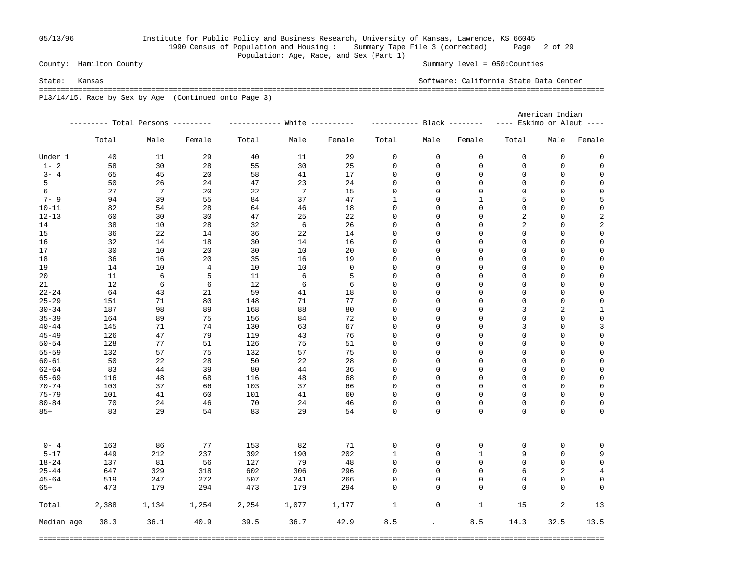County: Hamilton County

Summary level = 050:Counties

State: Kansas

Software: California State Data Center

1990 Census of Population and Housing : Summary Tape File 3 (corrected)

Population: Age, Race, and Sex (Part 1)

P13/14/15. Race by Sex by Age (Continued onto Page 3)

| | Total Persons | | | White | | | Black | | | American Indian Eskimo or Aleut | | |
|---|---|---|---|---|---|---|---|---|---|---|---|---|
| | Total | Male | Female | Total | Male | Female | Total | Male | Female | Total | Male | Female |
| Under 1 | 40 | 11 | 29 | 40 | 11 | 29 | 0 | 0 | 0 | 0 | 0 | 0 |
| 1- 2 | 58 | 30 | 28 | 55 | 30 | 25 | 0 | 0 | 0 | 0 | 0 | 0 |
| 3- 4 | 65 | 45 | 20 | 58 | 41 | 17 | 0 | 0 | 0 | 0 | 0 | 0 |
| 5 | 50 | 26 | 24 | 47 | 23 | 24 | 0 | 0 | 0 | 0 | 0 | 0 |
| 6 | 27 | 7 | 20 | 22 | 7 | 15 | 0 | 0 | 0 | 0 | 0 | 0 |
| 7- 9 | 94 | 39 | 55 | 84 | 37 | 47 | 1 | 0 | 1 | 5 | 0 | 5 |
| 10-11 | 82 | 54 | 28 | 64 | 46 | 18 | 0 | 0 | 0 | 0 | 0 | 0 |
| 12-13 | 60 | 30 | 30 | 47 | 25 | 22 | 0 | 0 | 0 | 2 | 0 | 2 |
| 14 | 38 | 10 | 28 | 32 | 6 | 26 | 0 | 0 | 0 | 2 | 0 | 2 |
| 15 | 36 | 22 | 14 | 36 | 22 | 14 | 0 | 0 | 0 | 0 | 0 | 0 |
| 16 | 32 | 14 | 18 | 30 | 14 | 16 | 0 | 0 | 0 | 0 | 0 | 0 |
| 17 | 30 | 10 | 20 | 30 | 10 | 20 | 0 | 0 | 0 | 0 | 0 | 0 |
| 18 | 36 | 16 | 20 | 35 | 16 | 19 | 0 | 0 | 0 | 0 | 0 | 0 |
| 19 | 14 | 10 | 4 | 10 | 10 | 0 | 0 | 0 | 0 | 0 | 0 | 0 |
| 20 | 11 | 6 | 5 | 11 | 6 | 5 | 0 | 0 | 0 | 0 | 0 | 0 |
| 21 | 12 | 6 | 6 | 12 | 6 | 6 | 0 | 0 | 0 | 0 | 0 | 0 |
| 22-24 | 64 | 43 | 21 | 59 | 41 | 18 | 0 | 0 | 0 | 0 | 0 | 0 |
| 25-29 | 151 | 71 | 80 | 148 | 71 | 77 | 0 | 0 | 0 | 0 | 0 | 0 |
| 30-34 | 187 | 98 | 89 | 168 | 88 | 80 | 0 | 0 | 0 | 3 | 2 | 1 |
| 35-39 | 164 | 89 | 75 | 156 | 84 | 72 | 0 | 0 | 0 | 0 | 0 | 0 |
| 40-44 | 145 | 71 | 74 | 130 | 63 | 67 | 0 | 0 | 0 | 3 | 0 | 3 |
| 45-49 | 126 | 47 | 79 | 119 | 43 | 76 | 0 | 0 | 0 | 0 | 0 | 0 |
| 50-54 | 128 | 77 | 51 | 126 | 75 | 51 | 0 | 0 | 0 | 0 | 0 | 0 |
| 55-59 | 132 | 57 | 75 | 132 | 57 | 75 | 0 | 0 | 0 | 0 | 0 | 0 |
| 60-61 | 50 | 22 | 28 | 50 | 22 | 28 | 0 | 0 | 0 | 0 | 0 | 0 |
| 62-64 | 83 | 44 | 39 | 80 | 44 | 36 | 0 | 0 | 0 | 0 | 0 | 0 |
| 65-69 | 116 | 48 | 68 | 116 | 48 | 68 | 0 | 0 | 0 | 0 | 0 | 0 |
| 70-74 | 103 | 37 | 66 | 103 | 37 | 66 | 0 | 0 | 0 | 0 | 0 | 0 |
| 75-79 | 101 | 41 | 60 | 101 | 41 | 60 | 0 | 0 | 0 | 0 | 0 | 0 |
| 80-84 | 70 | 24 | 46 | 70 | 24 | 46 | 0 | 0 | 0 | 0 | 0 | 0 |
| 85+ | 83 | 29 | 54 | 83 | 29 | 54 | 0 | 0 | 0 | 0 | 0 | 0 |
| | | | | | | | | | | | | |
| 0- 4 | 163 | 86 | 77 | 153 | 82 | 71 | 0 | 0 | 0 | 0 | 0 | 0 |
| 5-17 | 449 | 212 | 237 | 392 | 190 | 202 | 1 | 0 | 1 | 9 | 0 | 9 |
| 18-24 | 137 | 81 | 56 | 127 | 79 | 48 | 0 | 0 | 0 | 0 | 0 | 0 |
| 25-44 | 647 | 329 | 318 | 602 | 306 | 296 | 0 | 0 | 0 | 6 | 2 | 4 |
| 45-64 | 519 | 247 | 272 | 507 | 241 | 266 | 0 | 0 | 0 | 0 | 0 | 0 |
| 65+ | 473 | 179 | 294 | 473 | 179 | 294 | 0 | 0 | 0 | 0 | 0 | 0 |
| | | | | | | | | | | | | |
| Total | 2,388 | 1,134 | 1,254 | 2,254 | 1,077 | 1,177 | 1 | 0 | 1 | 15 | 2 | 13 |
| | | | | | | | | | | | | |
| Median age | 38.3 | 36.1 | 40.9 | 39.5 | 36.7 | 42.9 | 8.5 | . | 8.5 | 14.3 | 32.5 | 13.5 |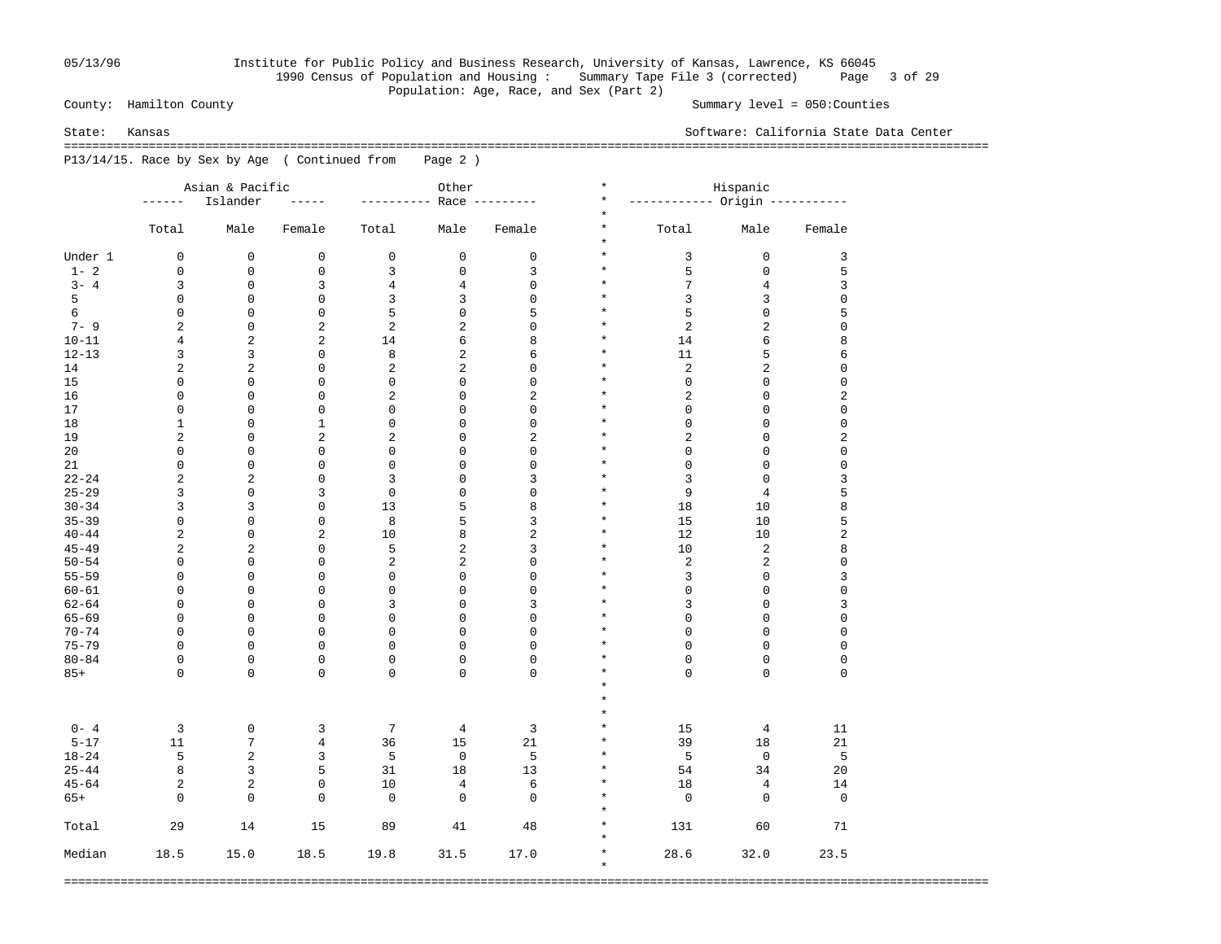County: Hamilton County Summary level = 050:Counties

State: Kansas Software: California State Data Center

1990 Census of Population and Housing : Summary Tape File 3 (corrected)

Population: Age, Race, and Sex (Part 2)

P13/14/15. Race by Sex by Age ( Continued from Page 2 )

| | Asian & Pacific Islander | | | Other Race | | | Hispanic Origin | | |
|---|---|---|---|---|---|---|---|---|---|
| | Total | Male | Female | Total | Male | Female | Total | Male | Female |
| Under 1 | 0 | 0 | 0 | 0 | 0 | 0 | 3 | 0 | 3 |
| 1- 2 | 0 | 0 | 0 | 3 | 0 | 3 | 5 | 0 | 5 |
| 3- 4 | 3 | 0 | 3 | 4 | 4 | 0 | 7 | 4 | 3 |
| 5 | 0 | 0 | 0 | 3 | 3 | 0 | 3 | 3 | 0 |
| 6 | 0 | 0 | 0 | 5 | 0 | 5 | 5 | 0 | 5 |
| 7- 9 | 2 | 0 | 2 | 2 | 2 | 0 | 2 | 2 | 0 |
| 10-11 | 4 | 2 | 2 | 14 | 6 | 8 | 14 | 6 | 8 |
| 12-13 | 3 | 3 | 0 | 8 | 2 | 6 | 11 | 5 | 6 |
| 14 | 2 | 2 | 0 | 2 | 2 | 0 | 2 | 2 | 0 |
| 15 | 0 | 0 | 0 | 0 | 0 | 0 | 0 | 0 | 0 |
| 16 | 0 | 0 | 0 | 2 | 0 | 2 | 2 | 0 | 2 |
| 17 | 0 | 0 | 0 | 0 | 0 | 0 | 0 | 0 | 0 |
| 18 | 1 | 0 | 1 | 0 | 0 | 0 | 0 | 0 | 0 |
| 19 | 2 | 0 | 2 | 2 | 0 | 2 | 2 | 0 | 2 |
| 20 | 0 | 0 | 0 | 0 | 0 | 0 | 0 | 0 | 0 |
| 21 | 0 | 0 | 0 | 0 | 0 | 0 | 0 | 0 | 0 |
| 22-24 | 2 | 2 | 0 | 3 | 0 | 3 | 3 | 0 | 3 |
| 25-29 | 3 | 0 | 3 | 0 | 0 | 0 | 9 | 4 | 5 |
| 30-34 | 3 | 3 | 0 | 13 | 5 | 8 | 18 | 10 | 8 |
| 35-39 | 0 | 0 | 0 | 8 | 5 | 3 | 15 | 10 | 5 |
| 40-44 | 2 | 0 | 2 | 10 | 8 | 2 | 12 | 10 | 2 |
| 45-49 | 2 | 2 | 0 | 5 | 2 | 3 | 10 | 2 | 8 |
| 50-54 | 0 | 0 | 0 | 2 | 2 | 0 | 2 | 2 | 0 |
| 55-59 | 0 | 0 | 0 | 0 | 0 | 0 | 3 | 0 | 3 |
| 60-61 | 0 | 0 | 0 | 0 | 0 | 0 | 0 | 0 | 0 |
| 62-64 | 0 | 0 | 0 | 3 | 0 | 3 | 3 | 0 | 3 |
| 65-69 | 0 | 0 | 0 | 0 | 0 | 0 | 0 | 0 | 0 |
| 70-74 | 0 | 0 | 0 | 0 | 0 | 0 | 0 | 0 | 0 |
| 75-79 | 0 | 0 | 0 | 0 | 0 | 0 | 0 | 0 | 0 |
| 80-84 | 0 | 0 | 0 | 0 | 0 | 0 | 0 | 0 | 0 |
| 85+ | 0 | 0 | 0 | 0 | 0 | 0 | 0 | 0 | 0 |
| 0- 4 | 3 | 0 | 3 | 7 | 4 | 3 | 15 | 4 | 11 |
| 5-17 | 11 | 7 | 4 | 36 | 15 | 21 | 39 | 18 | 21 |
| 18-24 | 5 | 2 | 3 | 5 | 0 | 5 | 5 | 0 | 5 |
| 25-44 | 8 | 3 | 5 | 31 | 18 | 13 | 54 | 34 | 20 |
| 45-64 | 2 | 2 | 0 | 10 | 4 | 6 | 18 | 4 | 14 |
| 65+ | 0 | 0 | 0 | 0 | 0 | 0 | 0 | 0 | 0 |
| Total | 29 | 14 | 15 | 89 | 41 | 48 | 131 | 60 | 71 |
| Median | 18.5 | 15.0 | 18.5 | 19.8 | 31.5 | 17.0 | 28.6 | 32.0 | 23.5 |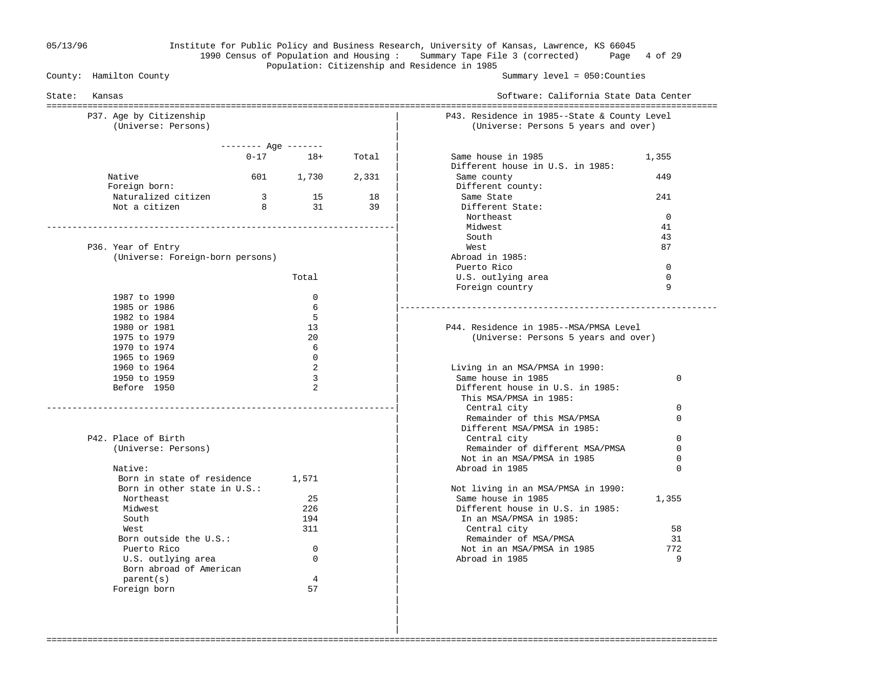County: Hamilton County

Summary level = 050:Counties

State: Kansas

Software: California State Data Center

Population: Citizenship and Residence in 1985

## P37. Age by Citizenship
(Universe: Persons)

| | Age 0-17 | Age 18+ | Total |
|---|---|---|---|
| Native | 601 | 1,730 | 2,331 |
| Foreign born: | | | |
| Naturalized citizen | 3 | 15 | 18 |
| Not a citizen | 8 | 31 | 39 |

## P36. Year of Entry
(Universe: Foreign-born persons)

| | Total |
|---|---|
| 1987 to 1990 | 0 |
| 1985 or 1986 | 6 |
| 1982 to 1984 | 5 |
| 1980 or 1981 | 13 |
| 1975 to 1979 | 20 |
| 1970 to 1974 | 6 |
| 1965 to 1969 | 0 |
| 1960 to 1964 | 2 |
| 1950 to 1959 | 3 |
| Before 1950 | 2 |

## P42. Place of Birth
(Universe: Persons)

| | |
|---|---|
| Native: | |
| Born in state of residence | 1,571 |
| Born in other state in U.S.: | |
| Northeast | 25 |
| Midwest | 226 |
| South | 194 |
| West | 311 |
| Born outside the U.S.: | |
| Puerto Rico | 0 |
| U.S. outlying area | 0 |
| Born abroad of American parent(s) | 4 |
| Foreign born | 57 |

## P43. Residence in 1985--State & County Level
(Universe: Persons 5 years and over)

| | |
|---|---|
| Same house in 1985 | 1,355 |
| Different house in U.S. in 1985: | |
| Same county | 449 |
| Different county: | |
| Same State | 241 |
| Different State: | |
| Northeast | 0 |
| Midwest | 41 |
| South | 43 |
| West | 87 |
| Abroad in 1985: | |
| Puerto Rico | 0 |
| U.S. outlying area | 0 |
| Foreign country | 9 |

## P44. Residence in 1985--MSA/PMSA Level
(Universe: Persons 5 years and over)

| | |
|---|---|
| Living in an MSA/PMSA in 1990: | |
| Same house in 1985 | 0 |
| Different house in U.S. in 1985: | |
| This MSA/PMSA in 1985: | |
| Central city | 0 |
| Remainder of this MSA/PMSA | 0 |
| Different MSA/PMSA in 1985: | |
| Central city | 0 |
| Remainder of different MSA/PMSA | 0 |
| Not in an MSA/PMSA in 1985 | 0 |
| Abroad in 1985 | 0 |
| Not living in an MSA/PMSA in 1990: | |
| Same house in 1985 | 1,355 |
| Different house in U.S. in 1985: | |
| In an MSA/PMSA in 1985: | |
| Central city | 58 |
| Remainder of MSA/PMSA | 31 |
| Not in an MSA/PMSA in 1985 | 772 |
| Abroad in 1985 | 9 |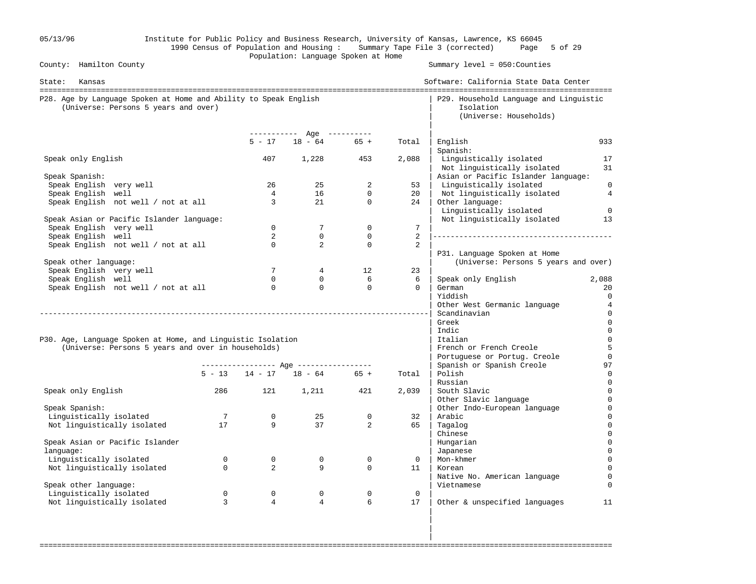05/13/96 Institute for Public Policy and Business Research, University of Kansas, Lawrence, KS 66045
1990 Census of Population and Housing : Summary Tape File 3 (corrected)
Population: Language Spoken at Home

County: Hamilton County — Summary level = 050:Counties

State: Kansas — Software: California State Data Center

## P28. Age by Language Spoken at Home and Ability to Speak English
(Universe: Persons 5 years and over)

| | Age 5 - 17 | Age 18 - 64 | Age 65 + | Total |
|---|---|---|---|---|
| Speak only English | 407 | 1,228 | 453 | 2,088 |
| **Speak Spanish:** | | | | |
| Speak English very well | 26 | 25 | 2 | 53 |
| Speak English well | 4 | 16 | 0 | 20 |
| Speak English not well / not at all | 3 | 21 | 0 | 24 |
| **Speak Asian or Pacific Islander language:** | | | | |
| Speak English very well | 0 | 7 | 0 | 7 |
| Speak English well | 2 | 0 | 0 | 2 |
| Speak English not well / not at all | 0 | 2 | 0 | 2 |
| **Speak other language:** | | | | |
| Speak English very well | 7 | 4 | 12 | 23 |
| Speak English well | 0 | 0 | 6 | 6 |
| Speak English not well / not at all | 0 | 0 | 0 | 0 |

## P30. Age, Language Spoken at Home, and Linguistic Isolation
(Universe: Persons 5 years and over in households)

| | Age 5 - 13 | Age 14 - 17 | Age 18 - 64 | Age 65 + | Total |
|---|---|---|---|---|---|
| Speak only English | 286 | 121 | 1,211 | 421 | 2,039 |
| **Speak Spanish:** | | | | | |
| Linguistically isolated | 7 | 0 | 25 | 0 | 32 |
| Not linguistically isolated | 17 | 9 | 37 | 2 | 65 |
| **Speak Asian or Pacific Islander language:** | | | | | |
| Linguistically isolated | 0 | 0 | 0 | 0 | 0 |
| Not linguistically isolated | 0 | 2 | 9 | 0 | 11 |
| **Speak other language:** | | | | | |
| Linguistically isolated | 0 | 0 | 0 | 0 | 0 |
| Not linguistically isolated | 3 | 4 | 4 | 6 | 17 |

## P29. Household Language and Linguistic Isolation
(Universe: Households)

| | |
|---|---|
| English | 933 |
| **Spanish:** | |
| Linguistically isolated | 17 |
| Not linguistically isolated | 31 |
| **Asian or Pacific Islander language:** | |
| Linguistically isolated | 0 |
| Not linguistically isolated | 4 |
| **Other language:** | |
| Linguistically isolated | 0 |
| Not linguistically isolated | 13 |

## P31. Language Spoken at Home
(Universe: Persons 5 years and over)

| | |
|---|---|
| Speak only English | 2,088 |
| German | 20 |
| Yiddish | 0 |
| Other West Germanic language | 4 |
| Scandinavian | 0 |
| Greek | 0 |
| Indic | 0 |
| Italian | 0 |
| French or French Creole | 5 |
| Portuguese or Portug. Creole | 0 |
| Spanish or Spanish Creole | 97 |
| Polish | 0 |
| Russian | 0 |
| South Slavic | 0 |
| Other Slavic language | 0 |
| Other Indo-European language | 0 |
| Arabic | 0 |
| Tagalog | 0 |
| Chinese | 0 |
| Hungarian | 0 |
| Japanese | 0 |
| Mon-khmer | 0 |
| Korean | 0 |
| Native No. American language | 0 |
| Vietnamese | 0 |
| Other & unspecified languages | 11 |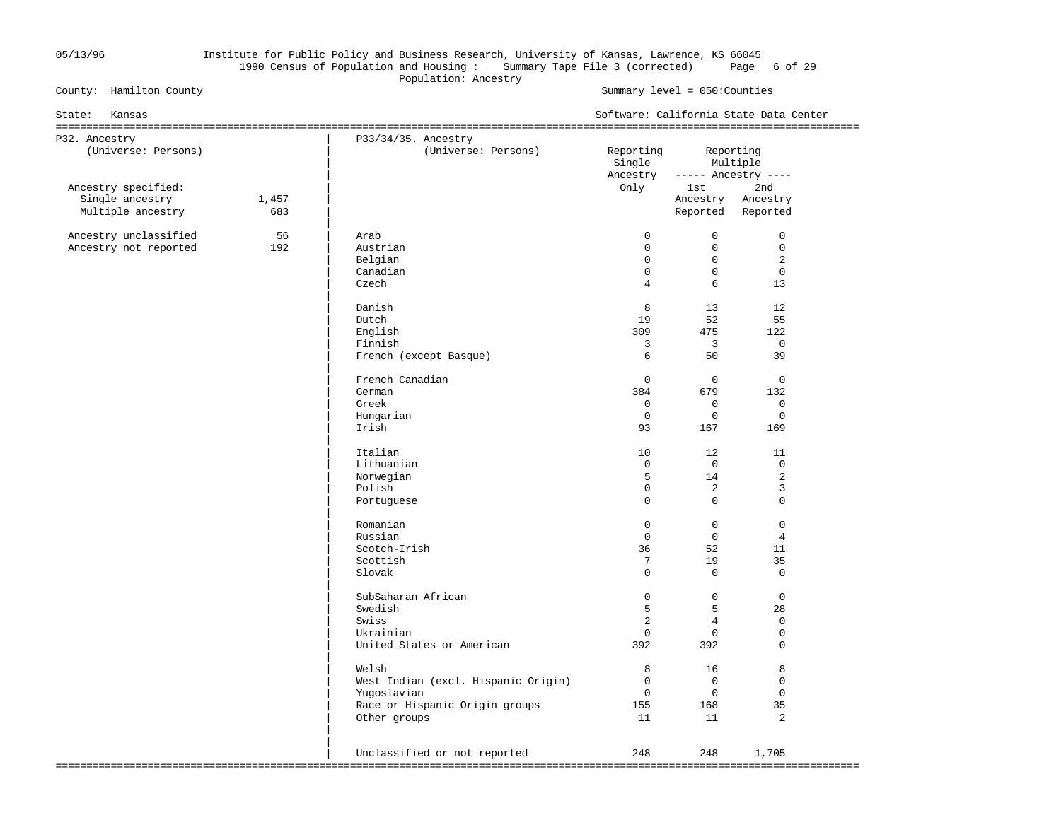County: Hamilton County

State: Kansas

Population: Ancestry

Summary level = 050:Counties

Software: California State Data Center

## P32. Ancestry
(Universe: Persons)

| | |
|---|---|
| Ancestry specified: | |
| Single ancestry | 1,457 |
| Multiple ancestry | 683 |
| Ancestry unclassified | 56 |
| Ancestry not reported | 192 |

## P33/34/35. Ancestry
(Universe: Persons)

| | Reporting Single Ancestry Only | Reporting Multiple Ancestry 1st Ancestry Reported | Reporting Multiple Ancestry 2nd Ancestry Reported |
|---|---|---|---|
| Arab | 0 | 0 | 0 |
| Austrian | 0 | 0 | 0 |
| Belgian | 0 | 0 | 2 |
| Canadian | 0 | 0 | 0 |
| Czech | 4 | 6 | 13 |
| Danish | 8 | 13 | 12 |
| Dutch | 19 | 52 | 55 |
| English | 309 | 475 | 122 |
| Finnish | 3 | 3 | 0 |
| French (except Basque) | 6 | 50 | 39 |
| French Canadian | 0 | 0 | 0 |
| German | 384 | 679 | 132 |
| Greek | 0 | 0 | 0 |
| Hungarian | 0 | 0 | 0 |
| Irish | 93 | 167 | 169 |
| Italian | 10 | 12 | 11 |
| Lithuanian | 0 | 0 | 0 |
| Norwegian | 5 | 14 | 2 |
| Polish | 0 | 2 | 3 |
| Portuguese | 0 | 0 | 0 |
| Romanian | 0 | 0 | 0 |
| Russian | 0 | 0 | 4 |
| Scotch-Irish | 36 | 52 | 11 |
| Scottish | 7 | 19 | 35 |
| Slovak | 0 | 0 | 0 |
| SubSaharan African | 0 | 0 | 0 |
| Swedish | 5 | 5 | 28 |
| Swiss | 2 | 4 | 0 |
| Ukrainian | 0 | 0 | 0 |
| United States or American | 392 | 392 | 0 |
| Welsh | 8 | 16 | 8 |
| West Indian (excl. Hispanic Origin) | 0 | 0 | 0 |
| Yugoslavian | 0 | 0 | 0 |
| Race or Hispanic Origin groups | 155 | 168 | 35 |
| Other groups | 11 | 11 | 2 |
| Unclassified or not reported | 248 | 248 | 1,705 |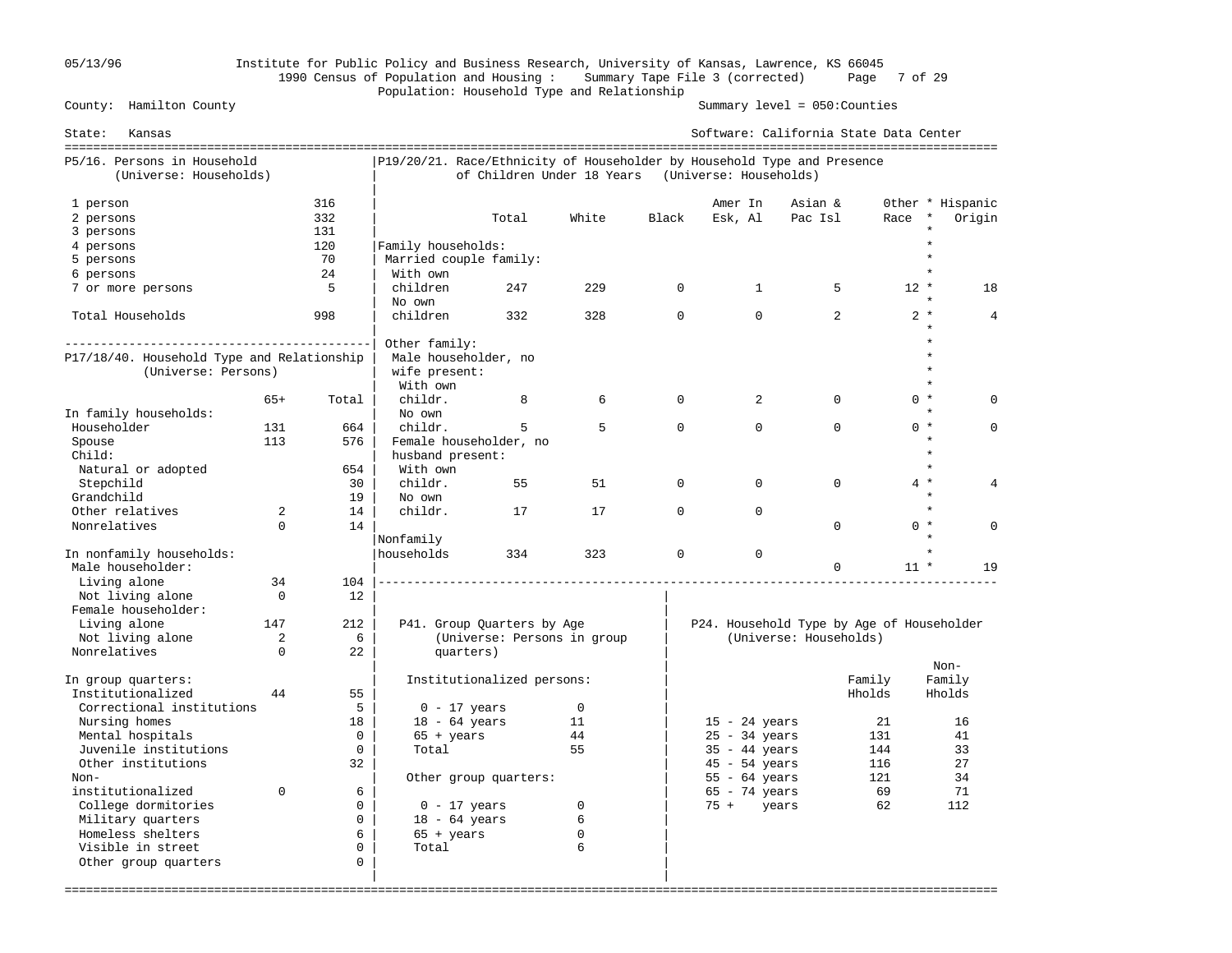Institute for Public Policy and Business Research, University of Kansas, Lawrence, KS 66045

1990 Census of Population and Housing : Summary Tape File 3 (corrected)

## Population: Household Type and Relationship

County: Hamilton County — Summary level = 050:Counties

State: Kansas — Software: California State Data Center

### P5/16. Persons in Household (Universe: Households)

| Persons | Households |
|---|---|
| 1 person | 316 |
| 2 persons | 332 |
| 3 persons | 131 |
| 4 persons | 120 |
| 5 persons | 70 |
| 6 persons | 24 |
| 7 or more persons | 5 |
| Total Households | 998 |

### P17/18/40. Household Type and Relationship (Universe: Persons)

| | 65+ | Total |
|---|---|---|
| **In family households:** | | |
| Householder | 131 | 664 |
| Spouse | 113 | 576 |
| Child: | | |
| Natural or adopted | | 654 |
| Stepchild | | 30 |
| Grandchild | | 19 |
| Other relatives | 2 | 14 |
| Nonrelatives | 0 | 14 |
| **In nonfamily households:** | | |
| Male householder: | | |
| Living alone | 34 | 104 |
| Not living alone | 0 | 12 |
| Female householder: | | |
| Living alone | 147 | 212 |
| Not living alone | 2 | 6 |
| Nonrelatives | 0 | 22 |
| **In group quarters:** | | |
| Institutionalized | 44 | 55 |
| Correctional institutions | | 5 |
| Nursing homes | | 18 |
| Mental hospitals | | 0 |
| Juvenile institutions | | 0 |
| Other institutions | | 32 |
| Non-institutionalized | 0 | 6 |
| College dormitories | | 0 |
| Military quarters | | 0 |
| Homeless shelters | | 6 |
| Visible in street | | 0 |
| Other group quarters | | 0 |

### P19/20/21. Race/Ethnicity of Householder by Household Type and Presence of Children Under 18 Years (Universe: Households)

| | Total | White | Black | Amer In Esk, Al | Asian & Pac Isl | Other Race | Hispanic Origin |
|---|---|---|---|---|---|---|---|
| **Family households:** | | | | | | | |
| Married couple family: | | | | | | | |
| With own children | 247 | 229 | 0 | 1 | 5 | 12 | 18 |
| No own children | 332 | 328 | 0 | 0 | 2 | 2 | 4 |
| Other family: | | | | | | | |
| Male householder, no wife present: | | | | | | | |
| With own childr. | 8 | 6 | 0 | 2 | 0 | 0 | 0 |
| No own childr. | 5 | 5 | 0 | 0 | 0 | 0 | 0 |
| Female householder, no husband present: | | | | | | | |
| With own childr. | 55 | 51 | 0 | 0 | 0 | 4 | 4 |
| No own childr. | 17 | 17 | 0 | 0 | 0 | 0 | 0 |
| Nonfamily households | 334 | 323 | 0 | 0 | 0 | 11 | 19 |

### P41. Group Quarters by Age (Universe: Persons in group quarters)

| | Persons |
|---|---|
| **Institutionalized persons:** | |
| 0 - 17 years | 0 |
| 18 - 64 years | 11 |
| 65 + years | 44 |
| Total | 55 |
| **Other group quarters:** | |
| 0 - 17 years | 0 |
| 18 - 64 years | 6 |
| 65 + years | 0 |
| Total | 6 |

### P24. Household Type by Age of Householder (Universe: Households)

| | Family Hholds | Non-Family Hholds |
|---|---|---|
| 15 - 24 years | 21 | 16 |
| 25 - 34 years | 131 | 41 |
| 35 - 44 years | 144 | 33 |
| 45 - 54 years | 116 | 27 |
| 55 - 64 years | 121 | 34 |
| 65 - 74 years | 69 | 71 |
| 75 + years | 62 | 112 |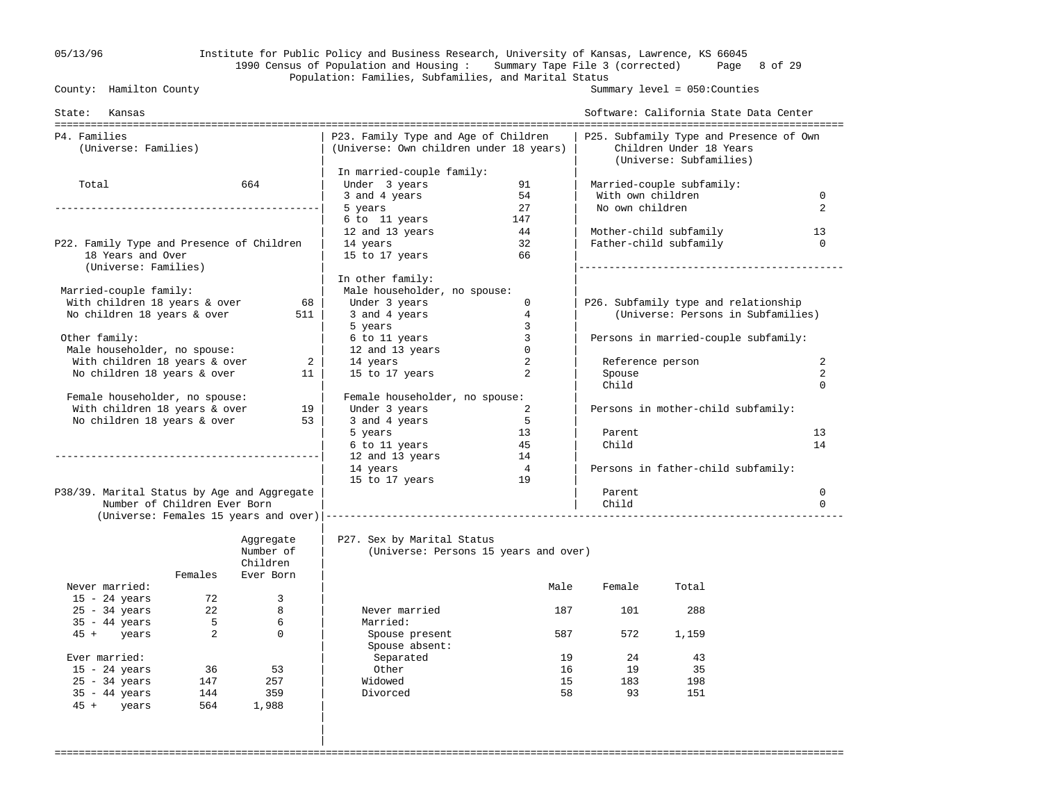Institute for Public Policy and Business Research, University of Kansas, Lawrence, KS 66045

1990 Census of Population and Housing : Summary Tape File 3 (corrected)

Population: Families, Subfamilies, and Marital Status

County: Hamilton County — Summary level = 050:Counties

State: Kansas — Software: California State Data Center

## P4. Families
(Universe: Families)

| | |
|---|---|
| Total | 664 |

## P22. Family Type and Presence of Children 18 Years and Over
(Universe: Families)

| | |
|---|---|
| **Married-couple family:** | |
| With children 18 years & over | 68 |
| No children 18 years & over | 511 |
| **Other family:** | |
| Male householder, no spouse: | |
| With children 18 years & over | 2 |
| No children 18 years & over | 11 |
| Female householder, no spouse: | |
| With children 18 years & over | 19 |
| No children 18 years & over | 53 |

## P38/39. Marital Status by Age and Aggregate Number of Children Ever Born
(Universe: Females 15 years and over)

| | Females | Aggregate Number of Children Ever Born |
|---|---|---|
| **Never married:** | | |
| 15 - 24 years | 72 | 3 |
| 25 - 34 years | 22 | 8 |
| 35 - 44 years | 5 | 6 |
| 45 + years | 2 | 0 |
| **Ever married:** | | |
| 15 - 24 years | 36 | 53 |
| 25 - 34 years | 147 | 257 |
| 35 - 44 years | 144 | 359 |
| 45 + years | 564 | 1,988 |

## P23. Family Type and Age of Children
(Universe: Own children under 18 years)

| | |
|---|---|
| **In married-couple family:** | |
| Under 3 years | 91 |
| 3 and 4 years | 54 |
| 5 years | 27 |
| 6 to 11 years | 147 |
| 12 and 13 years | 44 |
| 14 years | 32 |
| 15 to 17 years | 66 |
| **In other family:** | |
| Male householder, no spouse: | |
| Under 3 years | 0 |
| 3 and 4 years | 4 |
| 5 years | 3 |
| 6 to 11 years | 3 |
| 12 and 13 years | 0 |
| 14 years | 2 |
| 15 to 17 years | 2 |
| Female householder, no spouse: | |
| Under 3 years | 2 |
| 3 and 4 years | 5 |
| 5 years | 13 |
| 6 to 11 years | 45 |
| 12 and 13 years | 14 |
| 14 years | 4 |
| 15 to 17 years | 19 |

## P25. Subfamily Type and Presence of Own Children Under 18 Years
(Universe: Subfamilies)

| | |
|---|---|
| **Married-couple subfamily:** | |
| With own children | 0 |
| No own children | 2 |
| Mother-child subfamily | 13 |
| Father-child subfamily | 0 |

## P26. Subfamily type and relationship
(Universe: Persons in Subfamilies)

| | |
|---|---|
| **Persons in married-couple subfamily:** | |
| Reference person | 2 |
| Spouse | 2 |
| Child | 0 |
| **Persons in mother-child subfamily:** | |
| Parent | 13 |
| Child | 14 |
| **Persons in father-child subfamily:** | |
| Parent | 0 |
| Child | 0 |

## P27. Sex by Marital Status
(Universe: Persons 15 years and over)

| | Male | Female | Total |
|---|---|---|---|
| Never married | 187 | 101 | 288 |
| Married: | | | |
| Spouse present | 587 | 572 | 1,159 |
| Spouse absent: | | | |
| Separated | 19 | 24 | 43 |
| Other | 16 | 19 | 35 |
| Widowed | 15 | 183 | 198 |
| Divorced | 58 | 93 | 151 |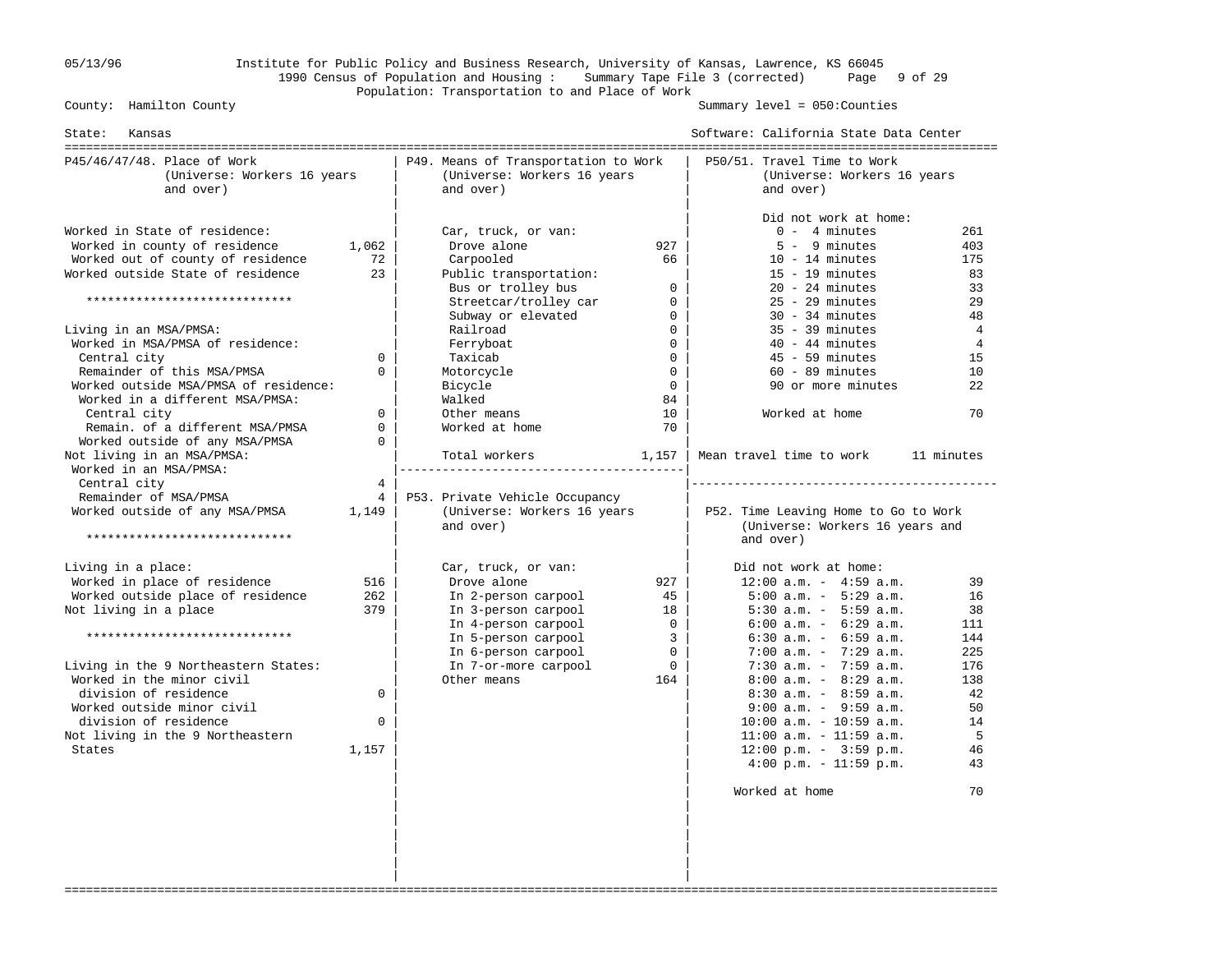05/13/96 Institute for Public Policy and Business Research, University of Kansas, Lawrence, KS 66045

1990 Census of Population and Housing : Summary Tape File 3 (corrected)

Population: Transportation to and Place of Work

County: Hamilton County — Summary level = 050:Counties

State: Kansas — Software: California State Data Center

## P45/46/47/48. Place of Work (Universe: Workers 16 years and over)

| | |
|---|---|
| Worked in State of residence: | |
| Worked in county of residence | 1,062 |
| Worked out of county of residence | 72 |
| Worked outside State of residence | 23 |
| ***************************** | |
| Living in an MSA/PMSA: | |
| Worked in MSA/PMSA of residence: | |
| Central city | 0 |
| Remainder of this MSA/PMSA | 0 |
| Worked outside MSA/PMSA of residence: | |
| Worked in a different MSA/PMSA: | |
| Central city | 0 |
| Remain. of a different MSA/PMSA | 0 |
| Worked outside of any MSA/PMSA | 0 |
| Not living in an MSA/PMSA: | |
| Worked in an MSA/PMSA: | |
| Central city | 4 |
| Remainder of MSA/PMSA | 4 |
| Worked outside of any MSA/PMSA | 1,149 |
| ***************************** | |
| Living in a place: | |
| Worked in place of residence | 516 |
| Worked outside place of residence | 262 |
| Not living in a place | 379 |
| ***************************** | |
| Living in the 9 Northeastern States: | |
| Worked in the minor civil division of residence | 0 |
| Worked outside minor civil division of residence | 0 |
| Not living in the 9 Northeastern States | 1,157 |

## P49. Means of Transportation to Work (Universe: Workers 16 years and over)

| | |
|---|---|
| Car, truck, or van: | |
| Drove alone | 927 |
| Carpooled | 66 |
| Public transportation: | |
| Bus or trolley bus | 0 |
| Streetcar/trolley car | 0 |
| Subway or elevated | 0 |
| Railroad | 0 |
| Ferryboat | 0 |
| Taxicab | 0 |
| Motorcycle | 0 |
| Bicycle | 0 |
| Walked | 84 |
| Other means | 10 |
| Worked at home | 70 |
| Total workers | 1,157 |

## P53. Private Vehicle Occupancy (Universe: Workers 16 years and over)

| | |
|---|---|
| Car, truck, or van: | |
| Drove alone | 927 |
| In 2-person carpool | 45 |
| In 3-person carpool | 18 |
| In 4-person carpool | 0 |
| In 5-person carpool | 3 |
| In 6-person carpool | 0 |
| In 7-or-more carpool | 0 |
| Other means | 164 |

## P50/51. Travel Time to Work (Universe: Workers 16 years and over)

| | |
|---|---|
| Did not work at home: | |
| 0 - 4 minutes | 261 |
| 5 - 9 minutes | 403 |
| 10 - 14 minutes | 175 |
| 15 - 19 minutes | 83 |
| 20 - 24 minutes | 33 |
| 25 - 29 minutes | 29 |
| 30 - 34 minutes | 48 |
| 35 - 39 minutes | 4 |
| 40 - 44 minutes | 4 |
| 45 - 59 minutes | 15 |
| 60 - 89 minutes | 10 |
| 90 or more minutes | 22 |
| Worked at home | 70 |
| Mean travel time to work | 11 minutes |

## P52. Time Leaving Home to Go to Work (Universe: Workers 16 years and over)

| | |
|---|---|
| Did not work at home: | |
| 12:00 a.m. - 4:59 a.m. | 39 |
| 5:00 a.m. - 5:29 a.m. | 16 |
| 5:30 a.m. - 5:59 a.m. | 38 |
| 6:00 a.m. - 6:29 a.m. | 111 |
| 6:30 a.m. - 6:59 a.m. | 144 |
| 7:00 a.m. - 7:29 a.m. | 225 |
| 7:30 a.m. - 7:59 a.m. | 176 |
| 8:00 a.m. - 8:29 a.m. | 138 |
| 8:30 a.m. - 8:59 a.m. | 42 |
| 9:00 a.m. - 9:59 a.m. | 50 |
| 10:00 a.m. - 10:59 a.m. | 14 |
| 11:00 a.m. - 11:59 a.m. | 5 |
| 12:00 p.m. - 3:59 p.m. | 46 |
| 4:00 p.m. - 11:59 p.m. | 43 |
| Worked at home | 70 |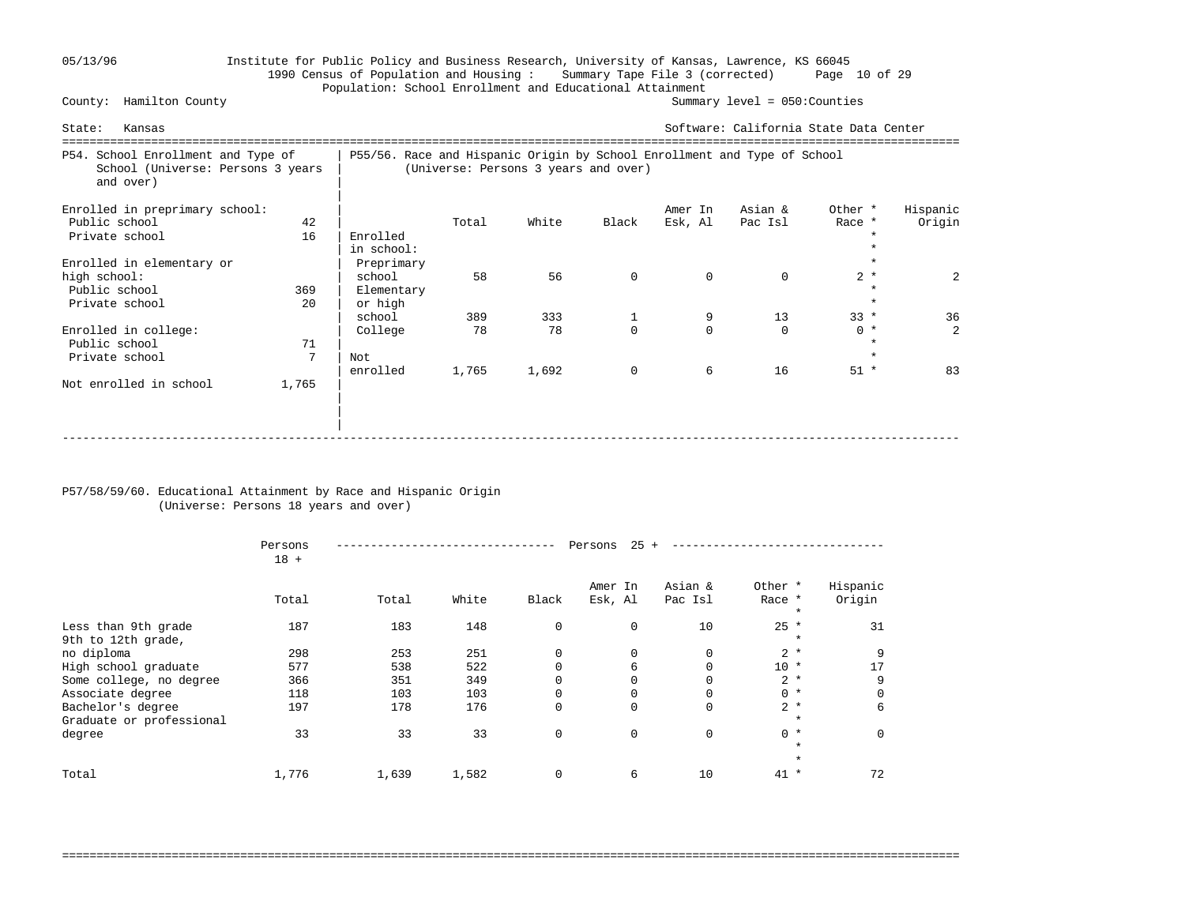Institute for Public Policy and Business Research, University of Kansas, Lawrence, KS 66045
1990 Census of Population and Housing : Summary Tape File 3 (corrected)
Population: School Enrollment and Educational Attainment

County: Hamilton County — Summary level = 050:Counties

State: Kansas — Software: California State Data Center

## P54. School Enrollment and Type of School (Universe: Persons 3 years and over)

| | |
|---|---|
| **Enrolled in preprimary school:** | |
| Public school | 42 |
| Private school | 16 |
| **Enrolled in elementary or high school:** | |
| Public school | 369 |
| Private school | 20 |
| **Enrolled in college:** | |
| Public school | 71 |
| Private school | 7 |
| Not enrolled in school | 1,765 |

## P55/56. Race and Hispanic Origin by School Enrollment and Type of School (Universe: Persons 3 years and over)

| | Total | White | Black | Amer In Esk, Al | Asian & Pac Isl | Other * Race * | Hispanic Origin |
|---|---|---|---|---|---|---|---|
| **Enrolled in school:** | | | | | | | |
| Preprimary school | 58 | 56 | 0 | 0 | 0 | 2 | 2 |
| Elementary or high school | 389 | 333 | 1 | 9 | 13 | 33 | 36 |
| College | 78 | 78 | 0 | 0 | 0 | 0 | 2 |
| Not enrolled | 1,765 | 1,692 | 0 | 6 | 16 | 51 | 83 |

## P57/58/59/60. Educational Attainment by Race and Hispanic Origin (Universe: Persons 18 years and over)

| | Persons 18 + | Persons 25 + | | | | | | |
|---|---|---|---|---|---|---|---|---|
| | Total | Total | White | Black | Amer In Esk, Al | Asian & Pac Isl | Other * Race * | Hispanic Origin |
| Less than 9th grade | 187 | 183 | 148 | 0 | 0 | 10 | 25 | 31 |
| 9th to 12th grade, no diploma | 298 | 253 | 251 | 0 | 0 | 0 | 2 | 9 |
| High school graduate | 577 | 538 | 522 | 0 | 6 | 0 | 10 | 17 |
| Some college, no degree | 366 | 351 | 349 | 0 | 0 | 0 | 2 | 9 |
| Associate degree | 118 | 103 | 103 | 0 | 0 | 0 | 0 | 0 |
| Bachelor's degree | 197 | 178 | 176 | 0 | 0 | 0 | 2 | 6 |
| Graduate or professional degree | 33 | 33 | 33 | 0 | 0 | 0 | 0 | 0 |
| Total | 1,776 | 1,639 | 1,582 | 0 | 6 | 10 | 41 | 72 |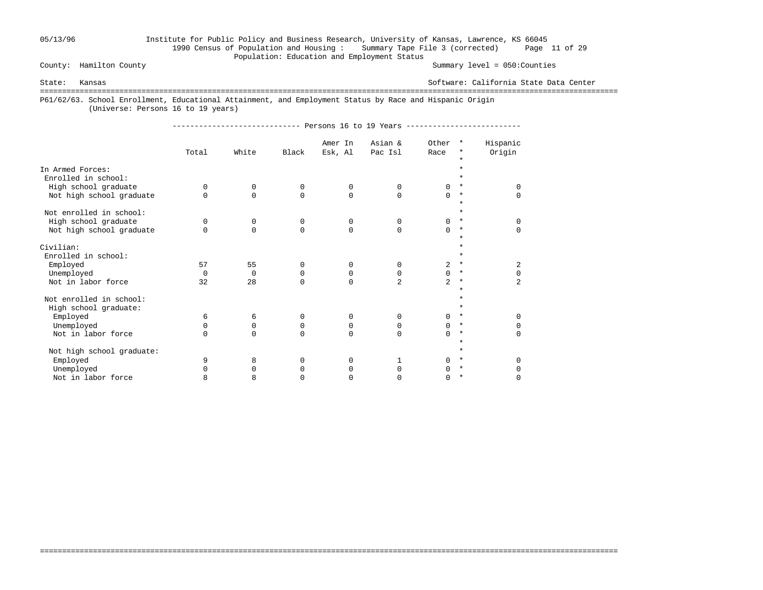County: Hamilton County

Summary level = 050:Counties

State: Kansas

Software: California State Data Center

Population: Education and Employment Status

## P61/62/63. School Enrollment, Educational Attainment, and Employment Status by Race and Hispanic Origin

(Universe: Persons 16 to 19 years)

| | Persons 16 to 19 Years | | | | | | |
|---|---|---|---|---|---|---|---|
| | Total | White | Black | Amer In Esk, Al | Asian & Pac Isl | Other Race | Hispanic Origin |
| **In Armed Forces:** | | | | | | | |
| Enrolled in school: | | | | | | | |
| High school graduate | 0 | 0 | 0 | 0 | 0 | 0 | 0 |
| Not high school graduate | 0 | 0 | 0 | 0 | 0 | 0 | 0 |
| Not enrolled in school: | | | | | | | |
| High school graduate | 0 | 0 | 0 | 0 | 0 | 0 | 0 |
| Not high school graduate | 0 | 0 | 0 | 0 | 0 | 0 | 0 |
| **Civilian:** | | | | | | | |
| Enrolled in school: | | | | | | | |
| Employed | 57 | 55 | 0 | 0 | 0 | 2 | 2 |
| Unemployed | 0 | 0 | 0 | 0 | 0 | 0 | 0 |
| Not in labor force | 32 | 28 | 0 | 0 | 2 | 2 | 2 |
| Not enrolled in school: | | | | | | | |
| High school graduate: | | | | | | | |
| Employed | 6 | 6 | 0 | 0 | 0 | 0 | 0 |
| Unemployed | 0 | 0 | 0 | 0 | 0 | 0 | 0 |
| Not in labor force | 0 | 0 | 0 | 0 | 0 | 0 | 0 |
| Not high school graduate: | | | | | | | |
| Employed | 9 | 8 | 0 | 0 | 1 | 0 | 0 |
| Unemployed | 0 | 0 | 0 | 0 | 0 | 0 | 0 |
| Not in labor force | 8 | 8 | 0 | 0 | 0 | 0 | 0 |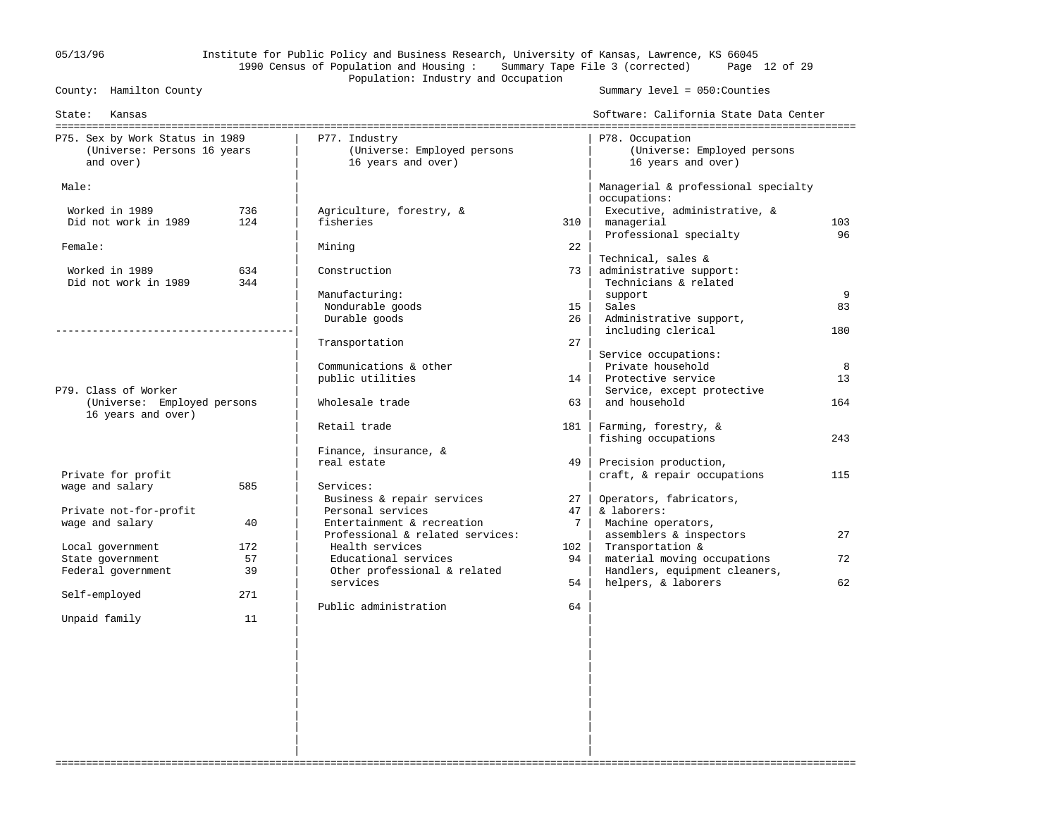Institute for Public Policy and Business Research, University of Kansas, Lawrence, KS 66045
1990 Census of Population and Housing : Summary Tape File 3 (corrected)
Population: Industry and Occupation

County: Hamilton County — Summary level = 050:Counties
State: Kansas — Software: California State Data Center

## P75. Sex by Work Status in 1989
(Universe: Persons 16 years and over)

| | |
|---|---|
| **Male:** | |
| Worked in 1989 | 736 |
| Did not work in 1989 | 124 |
| **Female:** | |
| Worked in 1989 | 634 |
| Did not work in 1989 | 344 |

## P79. Class of Worker
(Universe: Employed persons 16 years and over)

| | |
|---|---|
| Private for profit wage and salary | 585 |
| Private not-for-profit wage and salary | 40 |
| Local government | 172 |
| State government | 57 |
| Federal government | 39 |
| Self-employed | 271 |
| Unpaid family | 11 |

## P77. Industry
(Universe: Employed persons 16 years and over)

| | |
|---|---|
| Agriculture, forestry, & fisheries | 310 |
| Mining | 22 |
| Construction | 73 |
| Manufacturing: | |
| Nondurable goods | 15 |
| Durable goods | 26 |
| Transportation | 27 |
| Communications & other public utilities | 14 |
| Wholesale trade | 63 |
| Retail trade | 181 |
| Finance, insurance, & real estate | 49 |
| Services: | |
| Business & repair services | 27 |
| Personal services | 47 |
| Entertainment & recreation | 7 |
| Professional & related services: | |
| Health services | 102 |
| Educational services | 94 |
| Other professional & related services | 54 |
| Public administration | 64 |

## P78. Occupation
(Universe: Employed persons 16 years and over)

| | |
|---|---|
| **Managerial & professional specialty occupations:** | |
| Executive, administrative, & managerial | 103 |
| Professional specialty | 96 |
| **Technical, sales & administrative support:** | |
| Technicians & related support | 9 |
| Sales | 83 |
| Administrative support, including clerical | 180 |
| **Service occupations:** | |
| Private household | 8 |
| Protective service | 13 |
| Service, except protective and household | 164 |
| Farming, forestry, & fishing occupations | 243 |
| Precision production, craft, & repair occupations | 115 |
| **Operators, fabricators, & laborers:** | |
| Machine operators, assemblers & inspectors | 27 |
| Transportation & material moving occupations | 72 |
| Handlers, equipment cleaners, helpers, & laborers | 62 |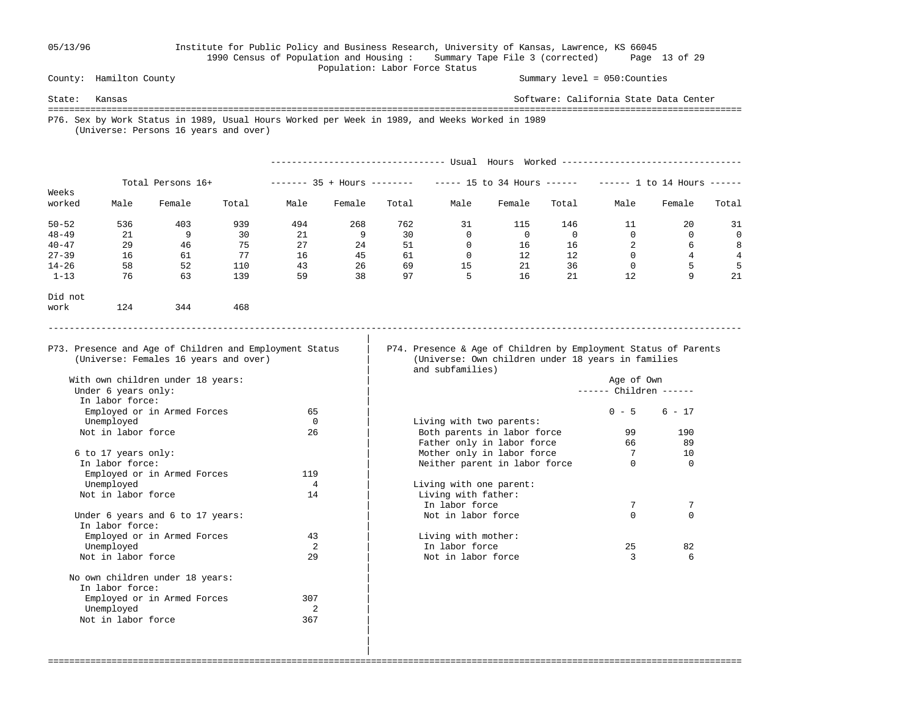County: Hamilton County  
State: Kansas  
Summary level = 050:Counties  
Software: California State Data Center  

1990 Census of Population and Housing : Summary Tape File 3 (corrected)  
Population: Labor Force Status

## P76. Sex by Work Status in 1989, Usual Hours Worked per Week in 1989, and Weeks Worked in 1989
(Universe: Persons 16 years and over)

| Weeks worked | Total Persons 16+ | | | Usual Hours Worked: 35 + Hours | | | 15 to 34 Hours | | | 1 to 14 Hours | | |
|---|---|---|---|---|---|---|---|---|---|---|---|---|
| | Male | Female | Total | Male | Female | Total | Male | Female | Total | Male | Female | Total |
| 50-52 | 536 | 403 | 939 | 494 | 268 | 762 | 31 | 115 | 146 | 11 | 20 | 31 |
| 48-49 | 21 | 9 | 30 | 21 | 9 | 30 | 0 | 0 | 0 | 0 | 0 | 0 |
| 40-47 | 29 | 46 | 75 | 27 | 24 | 51 | 0 | 16 | 16 | 2 | 6 | 8 |
| 27-39 | 16 | 61 | 77 | 16 | 45 | 61 | 0 | 12 | 12 | 0 | 4 | 4 |
| 14-26 | 58 | 52 | 110 | 43 | 26 | 69 | 15 | 21 | 36 | 0 | 5 | 5 |
| 1-13 | 76 | 63 | 139 | 59 | 38 | 97 | 5 | 16 | 21 | 12 | 9 | 21 |
| Did not work | 124 | 344 | 468 | | | | | | | | | |

## P73. Presence and Age of Children and Employment Status
(Universe: Females 16 years and over)

| | |
|---|---|
| **With own children under 18 years:** | |
| Under 6 years only: | |
| In labor force: | |
| Employed or in Armed Forces | 65 |
| Unemployed | 0 |
| Not in labor force | 26 |
| 6 to 17 years only: | |
| In labor force: | |
| Employed or in Armed Forces | 119 |
| Unemployed | 4 |
| Not in labor force | 14 |
| Under 6 years and 6 to 17 years: | |
| In labor force: | |
| Employed or in Armed Forces | 43 |
| Unemployed | 2 |
| Not in labor force | 29 |
| **No own children under 18 years:** | |
| In labor force: | |
| Employed or in Armed Forces | 307 |
| Unemployed | 2 |
| Not in labor force | 367 |

## P74. Presence & Age of Children by Employment Status of Parents
(Universe: Own children under 18 years in families and subfamilies)

| | Age of Own Children: 0 - 5 | 6 - 17 |
|---|---|---|
| **Living with two parents:** | | |
| Both parents in labor force | 99 | 190 |
| Father only in labor force | 66 | 89 |
| Mother only in labor force | 7 | 10 |
| Neither parent in labor force | 0 | 0 |
| **Living with one parent:** | | |
| Living with father: | | |
| In labor force | 7 | 7 |
| Not in labor force | 0 | 0 |
| Living with mother: | | |
| In labor force | 25 | 82 |
| Not in labor force | 3 | 6 |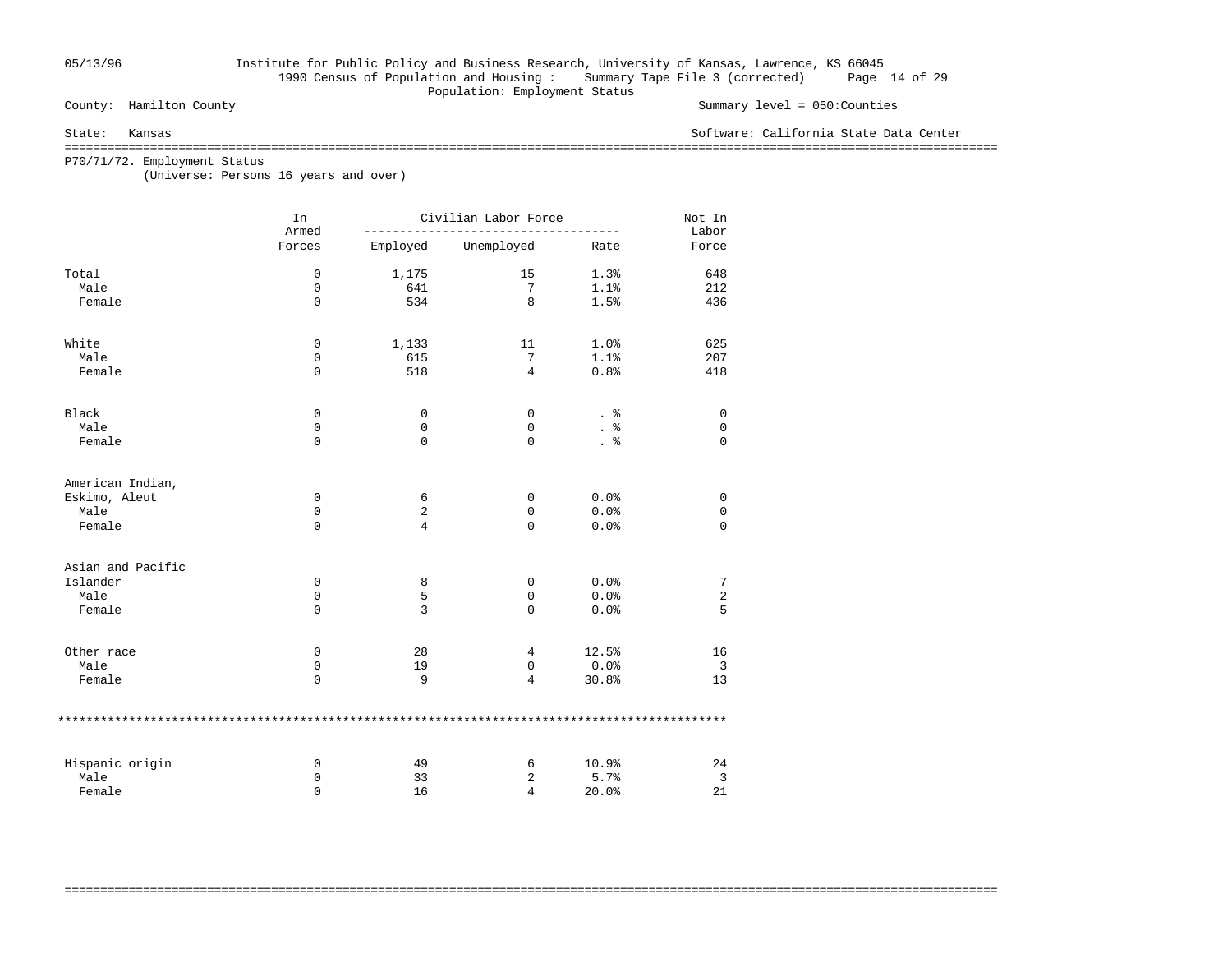Institute for Public Policy and Business Research, University of Kansas, Lawrence, KS 66045
1990 Census of Population and Housing : Summary Tape File 3 (corrected)
Population: Employment Status

County: Hamilton County — Summary level = 050:Counties

State: Kansas — Software: California State Data Center

## P70/71/72. Employment Status

(Universe: Persons 16 years and over)

| | In Armed Forces | Civilian Labor Force | | | Not In Labor Force |
|---|---|---|---|---|---|
| | | Employed | Unemployed | Rate | |
| **Total** | 0 | 1,175 | 15 | 1.3% | 648 |
| Male | 0 | 641 | 7 | 1.1% | 212 |
| Female | 0 | 534 | 8 | 1.5% | 436 |
| **White** | 0 | 1,133 | 11 | 1.0% | 625 |
| Male | 0 | 615 | 7 | 1.1% | 207 |
| Female | 0 | 518 | 4 | 0.8% | 418 |
| **Black** | 0 | 0 | 0 | . % | 0 |
| Male | 0 | 0 | 0 | . % | 0 |
| Female | 0 | 0 | 0 | . % | 0 |
| **American Indian, Eskimo, Aleut** | 0 | 6 | 0 | 0.0% | 0 |
| Male | 0 | 2 | 0 | 0.0% | 0 |
| Female | 0 | 4 | 0 | 0.0% | 0 |
| **Asian and Pacific Islander** | 0 | 8 | 0 | 0.0% | 7 |
| Male | 0 | 5 | 0 | 0.0% | 2 |
| Female | 0 | 3 | 0 | 0.0% | 5 |
| **Other race** | 0 | 28 | 4 | 12.5% | 16 |
| Male | 0 | 19 | 0 | 0.0% | 3 |
| Female | 0 | 9 | 4 | 30.8% | 13 |
| **Hispanic origin** | 0 | 49 | 6 | 10.9% | 24 |
| Male | 0 | 33 | 2 | 5.7% | 3 |
| Female | 0 | 16 | 4 | 20.0% | 21 |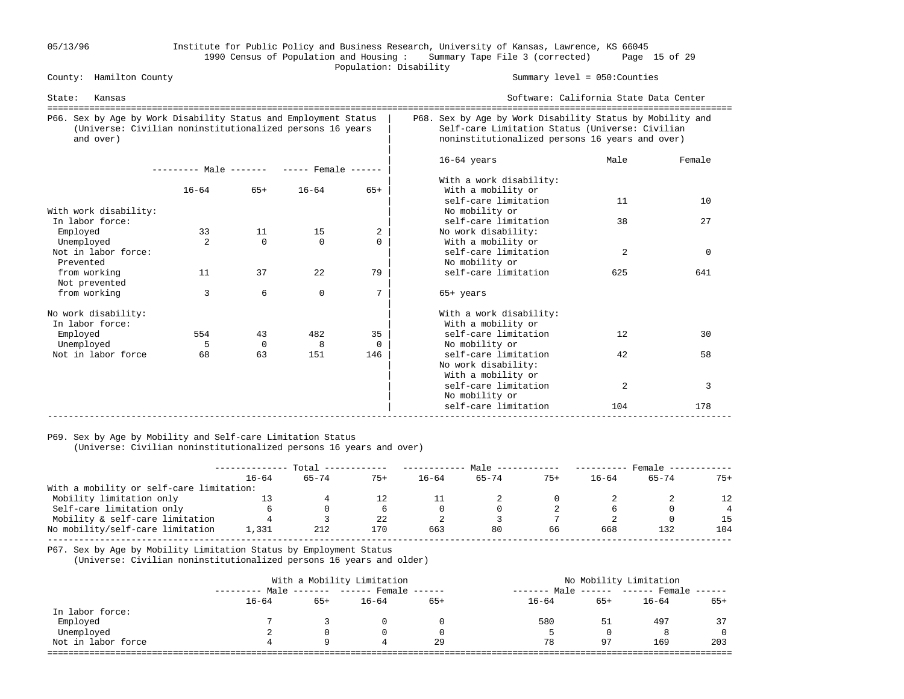County: Hamilton County — Summary level = 050:Counties

State: Kansas — Software: California State Data Center

1990 Census of Population and Housing : Summary Tape File 3 (corrected)

Population: Disability

## P66. Sex by Age by Work Disability Status and Employment Status (Universe: Civilian noninstitutionalized persons 16 years and over)

| | Male 16-64 | Male 65+ | Female 16-64 | Female 65+ |
|---|---|---|---|---|
| With work disability: | | | | |
| In labor force: | | | | |
| Employed | 33 | 11 | 15 | 2 |
| Unemployed | 2 | 0 | 0 | 0 |
| Not in labor force: | | | | |
| Prevented from working | 11 | 37 | 22 | 79 |
| Not prevented from working | 3 | 6 | 0 | 7 |
| No work disability: | | | | |
| In labor force: | | | | |
| Employed | 554 | 43 | 482 | 35 |
| Unemployed | 5 | 0 | 8 | 0 |
| Not in labor force | 68 | 63 | 151 | 146 |

## P68. Sex by Age by Work Disability Status by Mobility and Self-care Limitation Status (Universe: Civilian noninstitutionalized persons 16 years and over)

| | Male | Female |
|---|---|---|
| **16-64 years** | | |
| With a work disability: | | |
| With a mobility or self-care limitation | 11 | 10 |
| No mobility or self-care limitation | 38 | 27 |
| No work disability: | | |
| With a mobility or self-care limitation | 2 | 0 |
| No mobility or self-care limitation | 625 | 641 |
| **65+ years** | | |
| With a work disability: | | |
| With a mobility or self-care limitation | 12 | 30 |
| No mobility or self-care limitation | 42 | 58 |
| No work disability: | | |
| With a mobility or self-care limitation | 2 | 3 |
| No mobility or self-care limitation | 104 | 178 |

## P69. Sex by Age by Mobility and Self-care Limitation Status (Universe: Civilian noninstitutionalized persons 16 years and over)

| | Total 16-64 | Total 65-74 | Total 75+ | Male 16-64 | Male 65-74 | Male 75+ | Female 16-64 | Female 65-74 | Female 75+ |
|---|---|---|---|---|---|---|---|---|---|
| With a mobility or self-care limitation: | | | | | | | | | |
| Mobility limitation only | 13 | 4 | 12 | 11 | 2 | 0 | 2 | 2 | 12 |
| Self-care limitation only | 6 | 0 | 6 | 0 | 0 | 2 | 6 | 0 | 4 |
| Mobility & self-care limitation | 4 | 3 | 22 | 2 | 3 | 7 | 2 | 0 | 15 |
| No mobility/self-care limitation | 1,331 | 212 | 170 | 663 | 80 | 66 | 668 | 132 | 104 |

## P67. Sex by Age by Mobility Limitation Status by Employment Status (Universe: Civilian noninstitutionalized persons 16 years and older)

| | With a Mobility Limitation | | | | No Mobility Limitation | | | |
|---|---|---|---|---|---|---|---|---|
| | Male 16-64 | Male 65+ | Female 16-64 | Female 65+ | Male 16-64 | Male 65+ | Female 16-64 | Female 65+ |
| In labor force: | | | | | | | | |
| Employed | 7 | 3 | 0 | 0 | 580 | 51 | 497 | 37 |
| Unemployed | 2 | 0 | 0 | 0 | 5 | 0 | 8 | 0 |
| Not in labor force | 4 | 9 | 4 | 29 | 78 | 97 | 169 | 203 |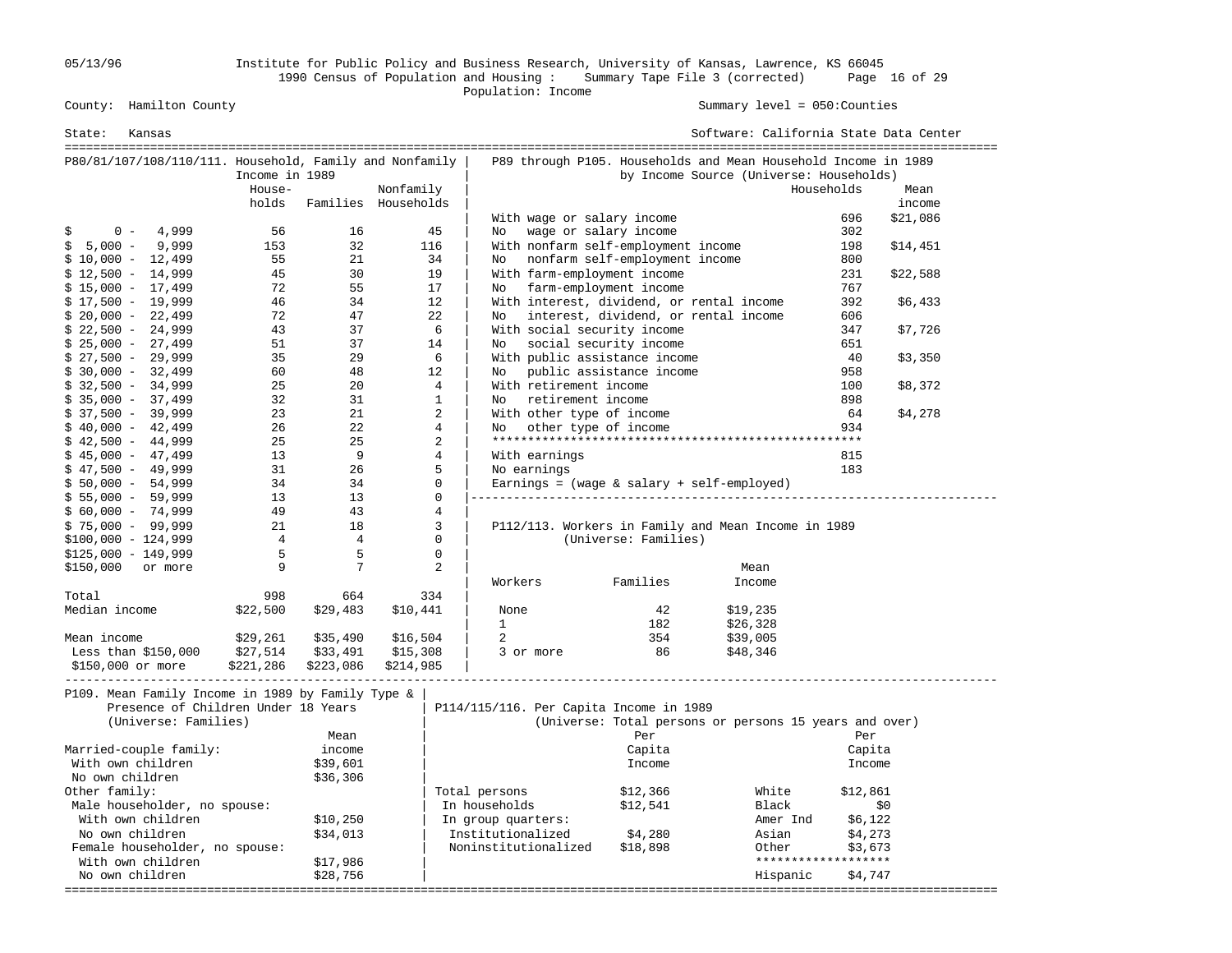05/13/96 Institute for Public Policy and Business Research, University of Kansas, Lawrence, KS 66045
1990 Census of Population and Housing : Summary Tape File 3 (corrected)
Population: Income

County: Hamilton County — Summary level = 050:Counties

State: Kansas — Software: California State Data Center

## P80/81/107/108/110/111. Household, Family and Nonfamily Income in 1989

| | Households | Families | Nonfamily Households |
|---|---|---|---|
| $ 0 - 4,999 | 56 | 16 | 45 |
| $ 5,000 - 9,999 | 153 | 32 | 116 |
| $ 10,000 - 12,499 | 55 | 21 | 34 |
| $ 12,500 - 14,999 | 45 | 30 | 19 |
| $ 15,000 - 17,499 | 72 | 55 | 17 |
| $ 17,500 - 19,999 | 46 | 34 | 12 |
| $ 20,000 - 22,499 | 72 | 47 | 22 |
| $ 22,500 - 24,999 | 43 | 37 | 6 |
| $ 25,000 - 27,499 | 51 | 37 | 14 |
| $ 27,500 - 29,999 | 35 | 29 | 6 |
| $ 30,000 - 32,499 | 60 | 48 | 12 |
| $ 32,500 - 34,999 | 25 | 20 | 4 |
| $ 35,000 - 37,499 | 32 | 31 | 1 |
| $ 37,500 - 39,999 | 23 | 21 | 2 |
| $ 40,000 - 42,499 | 26 | 22 | 4 |
| $ 42,500 - 44,999 | 25 | 25 | 2 |
| $ 45,000 - 47,499 | 13 | 9 | 4 |
| $ 47,500 - 49,999 | 31 | 26 | 5 |
| $ 50,000 - 54,999 | 34 | 34 | 0 |
| $ 55,000 - 59,999 | 13 | 13 | 0 |
| $ 60,000 - 74,999 | 49 | 43 | 4 |
| $ 75,000 - 99,999 | 21 | 18 | 3 |
| $100,000 - 124,999 | 4 | 4 | 0 |
| $125,000 - 149,999 | 5 | 5 | 0 |
| $150,000 or more | 9 | 7 | 2 |
| Total | 998 | 664 | 334 |
| Median income | $22,500 | $29,483 | $10,441 |
| Mean income | $29,261 | $35,490 | $16,504 |
| Less than $150,000 | $27,514 | $33,491 | $15,308 |
| $150,000 or more | $221,286 | $223,086 | $214,985 |

## P89 through P105. Households and Mean Household Income in 1989 by Income Source (Universe: Households)

| | Households | Mean income |
|---|---|---|
| With wage or salary income | 696 | $21,086 |
| No wage or salary income | 302 | |
| With nonfarm self-employment income | 198 | $14,451 |
| No nonfarm self-employment income | 800 | |
| With farm-employment income | 231 | $22,588 |
| No farm-employment income | 767 | |
| With interest, dividend, or rental income | 392 | $6,433 |
| No interest, dividend, or rental income | 606 | |
| With social security income | 347 | $7,726 |
| No social security income | 651 | |
| With public assistance income | 40 | $3,350 |
| No public assistance income | 958 | |
| With retirement income | 100 | $8,372 |
| No retirement income | 898 | |
| With other type of income | 64 | $4,278 |
| No other type of income | 934 | |
| With earnings | 815 | |
| No earnings | 183 | |

Earnings = (wage & salary + self-employed)

## P112/113. Workers in Family and Mean Income in 1989 (Universe: Families)

| Workers | Families | Mean Income |
|---|---|---|
| None | 42 | $19,235 |
| 1 | 182 | $26,328 |
| 2 | 354 | $39,005 |
| 3 or more | 86 | $48,346 |

## P109. Mean Family Income in 1989 by Family Type & Presence of Children Under 18 Years (Universe: Families)

| | Mean income |
|---|---|
| Married-couple family: | |
| With own children | $39,601 |
| No own children | $36,306 |
| Other family: | |
| Male householder, no spouse: | |
| With own children | $10,250 |
| No own children | $34,013 |
| Female householder, no spouse: | |
| With own children | $17,986 |
| No own children | $28,756 |

## P114/115/116. Per Capita Income in 1989 (Universe: Total persons or persons 15 years and over)

| | Per Capita Income |
|---|---|
| Total persons | $12,366 |
| In households | $12,541 |
| In group quarters: | |
| Institutionalized | $4,280 |
| Noninstitutionalized | $18,898 |

| | Per Capita Income |
|---|---|
| White | $12,861 |
| Black | $0 |
| Amer Ind | $6,122 |
| Asian | $4,273 |
| Other | $3,673 |
| Hispanic | $4,747 |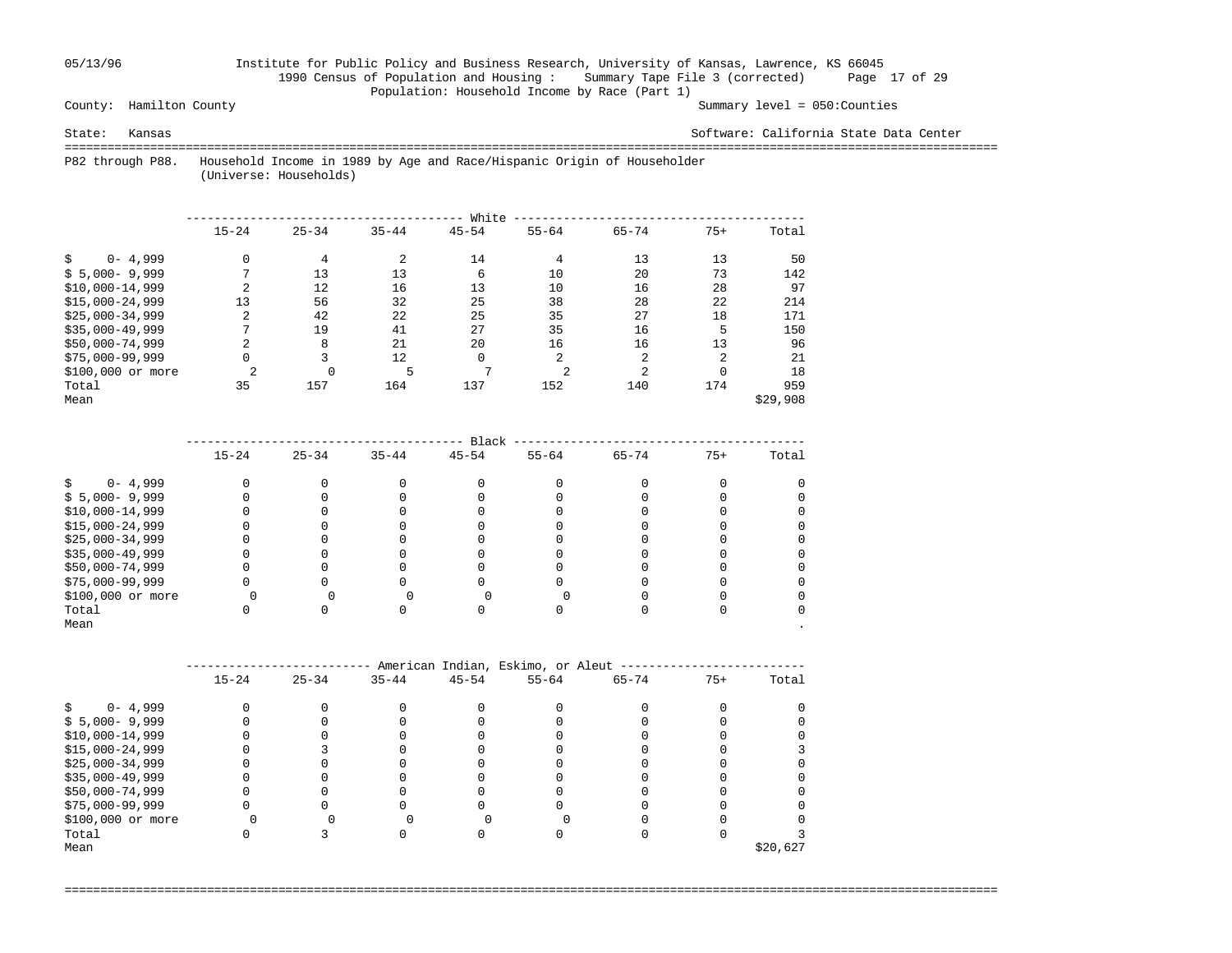05/13/96 Institute for Public Policy and Business Research, University of Kansas, Lawrence, KS 66045
1990 Census of Population and Housing : Summary Tape File 3 (corrected)
Population: Household Income by Race (Part 1)

County: Hamilton County Summary level = 050:Counties

State: Kansas Software: California State Data Center

## P82 through P88. Household Income in 1989 by Age and Race/Hispanic Origin of Householder (Universe: Households)

| White | 15-24 | 25-34 | 35-44 | 45-54 | 55-64 | 65-74 | 75+ | Total |
|---|---|---|---|---|---|---|---|---|
| $ 0- 4,999 | 0 | 4 | 2 | 14 | 4 | 13 | 13 | 50 |
| $ 5,000- 9,999 | 7 | 13 | 13 | 6 | 10 | 20 | 73 | 142 |
| $10,000-14,999 | 2 | 12 | 16 | 13 | 10 | 16 | 28 | 97 |
| $15,000-24,999 | 13 | 56 | 32 | 25 | 38 | 28 | 22 | 214 |
| $25,000-34,999 | 2 | 42 | 22 | 25 | 35 | 27 | 18 | 171 |
| $35,000-49,999 | 7 | 19 | 41 | 27 | 35 | 16 | 5 | 150 |
| $50,000-74,999 | 2 | 8 | 21 | 20 | 16 | 16 | 13 | 96 |
| $75,000-99,999 | 0 | 3 | 12 | 0 | 2 | 2 | 2 | 21 |
| $100,000 or more | 2 | 0 | 5 | 7 | 2 | 2 | 0 | 18 |
| Total | 35 | 157 | 164 | 137 | 152 | 140 | 174 | 959 |
| Mean | | | | | | | | $29,908 |

| Black | 15-24 | 25-34 | 35-44 | 45-54 | 55-64 | 65-74 | 75+ | Total |
|---|---|---|---|---|---|---|---|---|
| $ 0- 4,999 | 0 | 0 | 0 | 0 | 0 | 0 | 0 | 0 |
| $ 5,000- 9,999 | 0 | 0 | 0 | 0 | 0 | 0 | 0 | 0 |
| $10,000-14,999 | 0 | 0 | 0 | 0 | 0 | 0 | 0 | 0 |
| $15,000-24,999 | 0 | 0 | 0 | 0 | 0 | 0 | 0 | 0 |
| $25,000-34,999 | 0 | 0 | 0 | 0 | 0 | 0 | 0 | 0 |
| $35,000-49,999 | 0 | 0 | 0 | 0 | 0 | 0 | 0 | 0 |
| $50,000-74,999 | 0 | 0 | 0 | 0 | 0 | 0 | 0 | 0 |
| $75,000-99,999 | 0 | 0 | 0 | 0 | 0 | 0 | 0 | 0 |
| $100,000 or more | 0 | 0 | 0 | 0 | 0 | 0 | 0 | 0 |
| Total | 0 | 0 | 0 | 0 | 0 | 0 | 0 | 0 |
| Mean | | | | | | | | . |

| American Indian, Eskimo, or Aleut | 15-24 | 25-34 | 35-44 | 45-54 | 55-64 | 65-74 | 75+ | Total |
|---|---|---|---|---|---|---|---|---|
| $ 0- 4,999 | 0 | 0 | 0 | 0 | 0 | 0 | 0 | 0 |
| $ 5,000- 9,999 | 0 | 0 | 0 | 0 | 0 | 0 | 0 | 0 |
| $10,000-14,999 | 0 | 0 | 0 | 0 | 0 | 0 | 0 | 0 |
| $15,000-24,999 | 0 | 3 | 0 | 0 | 0 | 0 | 0 | 3 |
| $25,000-34,999 | 0 | 0 | 0 | 0 | 0 | 0 | 0 | 0 |
| $35,000-49,999 | 0 | 0 | 0 | 0 | 0 | 0 | 0 | 0 |
| $50,000-74,999 | 0 | 0 | 0 | 0 | 0 | 0 | 0 | 0 |
| $75,000-99,999 | 0 | 0 | 0 | 0 | 0 | 0 | 0 | 0 |
| $100,000 or more | 0 | 0 | 0 | 0 | 0 | 0 | 0 | 0 |
| Total | 0 | 3 | 0 | 0 | 0 | 0 | 0 | 3 |
| Mean | | | | | | | | $20,627 |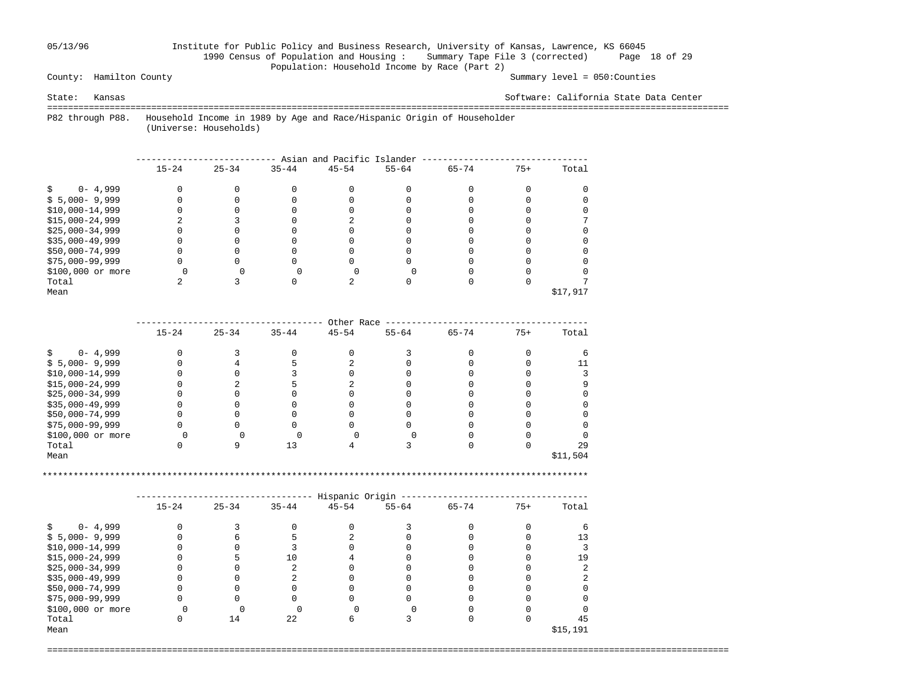05/13/96 Institute for Public Policy and Business Research, University of Kansas, Lawrence, KS 66045

1990 Census of Population and Housing : Summary Tape File 3 (corrected)

Population: Household Income by Race (Part 2)

County: Hamilton County | Summary level = 050:Counties

State: Kansas | Software: California State Data Center

P82 through P88. Household Income in 1989 by Age and Race/Hispanic Origin of Householder
(Universe: Households)

**Asian and Pacific Islander**

| | 15-24 | 25-34 | 35-44 | 45-54 | 55-64 | 65-74 | 75+ | Total |
|---|---|---|---|---|---|---|---|---|
| $ 0- 4,999 | 0 | 0 | 0 | 0 | 0 | 0 | 0 | 0 |
| $ 5,000- 9,999 | 0 | 0 | 0 | 0 | 0 | 0 | 0 | 0 |
| $10,000-14,999 | 0 | 0 | 0 | 0 | 0 | 0 | 0 | 0 |
| $15,000-24,999 | 2 | 3 | 0 | 2 | 0 | 0 | 0 | 7 |
| $25,000-34,999 | 0 | 0 | 0 | 0 | 0 | 0 | 0 | 0 |
| $35,000-49,999 | 0 | 0 | 0 | 0 | 0 | 0 | 0 | 0 |
| $50,000-74,999 | 0 | 0 | 0 | 0 | 0 | 0 | 0 | 0 |
| $75,000-99,999 | 0 | 0 | 0 | 0 | 0 | 0 | 0 | 0 |
| $100,000 or more | 0 | 0 | 0 | 0 | 0 | 0 | 0 | 0 |
| Total | 2 | 3 | 0 | 2 | 0 | 0 | 0 | 7 |
| Mean | | | | | | | | $17,917 |

**Other Race**

| | 15-24 | 25-34 | 35-44 | 45-54 | 55-64 | 65-74 | 75+ | Total |
|---|---|---|---|---|---|---|---|---|
| $ 0- 4,999 | 0 | 3 | 0 | 0 | 3 | 0 | 0 | 6 |
| $ 5,000- 9,999 | 0 | 4 | 5 | 2 | 0 | 0 | 0 | 11 |
| $10,000-14,999 | 0 | 0 | 3 | 0 | 0 | 0 | 0 | 3 |
| $15,000-24,999 | 0 | 2 | 5 | 2 | 0 | 0 | 0 | 9 |
| $25,000-34,999 | 0 | 0 | 0 | 0 | 0 | 0 | 0 | 0 |
| $35,000-49,999 | 0 | 0 | 0 | 0 | 0 | 0 | 0 | 0 |
| $50,000-74,999 | 0 | 0 | 0 | 0 | 0 | 0 | 0 | 0 |
| $75,000-99,999 | 0 | 0 | 0 | 0 | 0 | 0 | 0 | 0 |
| $100,000 or more | 0 | 0 | 0 | 0 | 0 | 0 | 0 | 0 |
| Total | 0 | 9 | 13 | 4 | 3 | 0 | 0 | 29 |
| Mean | | | | | | | | $11,504 |

**Hispanic Origin**

| | 15-24 | 25-34 | 35-44 | 45-54 | 55-64 | 65-74 | 75+ | Total |
|---|---|---|---|---|---|---|---|---|
| $ 0- 4,999 | 0 | 3 | 0 | 0 | 3 | 0 | 0 | 6 |
| $ 5,000- 9,999 | 0 | 6 | 5 | 2 | 0 | 0 | 0 | 13 |
| $10,000-14,999 | 0 | 0 | 3 | 0 | 0 | 0 | 0 | 3 |
| $15,000-24,999 | 0 | 5 | 10 | 4 | 0 | 0 | 0 | 19 |
| $25,000-34,999 | 0 | 0 | 2 | 0 | 0 | 0 | 0 | 2 |
| $35,000-49,999 | 0 | 0 | 2 | 0 | 0 | 0 | 0 | 2 |
| $50,000-74,999 | 0 | 0 | 0 | 0 | 0 | 0 | 0 | 0 |
| $75,000-99,999 | 0 | 0 | 0 | 0 | 0 | 0 | 0 | 0 |
| $100,000 or more | 0 | 0 | 0 | 0 | 0 | 0 | 0 | 0 |
| Total | 0 | 14 | 22 | 6 | 3 | 0 | 0 | 45 |
| Mean | | | | | | | | $15,191 |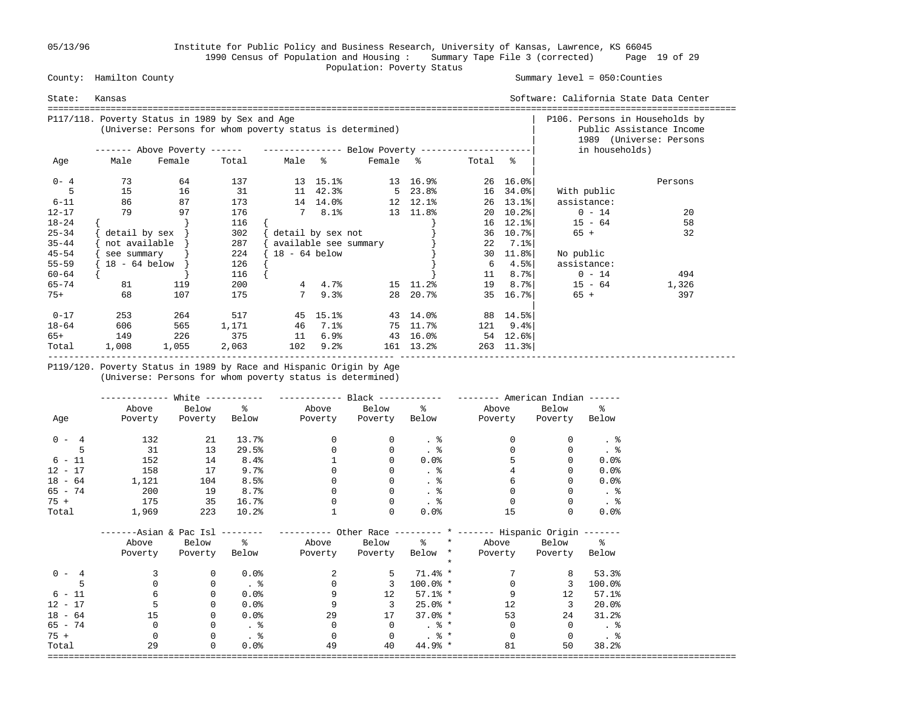05/13/96 Institute for Public Policy and Business Research, University of Kansas, Lawrence, KS 66045

1990 Census of Population and Housing : Summary Tape File 3 (corrected)

Population: Poverty Status

County: Hamilton County — Summary level = 050:Counties

State: Kansas — Software: California State Data Center

## P117/118. Poverty Status in 1989 by Sex and Age
(Universe: Persons for whom poverty status is determined)

| Age | Above Poverty Male | Above Poverty Female | Above Poverty Total | Below Poverty Male | % | Below Poverty Female | % | Below Poverty Total | % |
|---|---|---|---|---|---|---|---|---|---|
| 0- 4 | 73 | 64 | 137 | 13 | 15.1% | 13 | 16.9% | 26 | 16.0% |
| 5 | 15 | 16 | 31 | 11 | 42.3% | 5 | 23.8% | 16 | 34.0% |
| 6-11 | 86 | 87 | 173 | 14 | 14.0% | 12 | 12.1% | 26 | 13.1% |
| 12-17 | 79 | 97 | 176 | 7 | 8.1% | 13 | 11.8% | 20 | 10.2% |
| 18-24 | { | } | 116 | { | | | } | 16 | 12.1% |
| 25-34 | { detail by sex | } | 302 | { detail by sex not | | | } | 36 | 10.7% |
| 35-44 | { not available | } | 287 | { available see summary | | | } | 22 | 7.1% |
| 45-54 | { see summary | } | 224 | { 18 - 64 below | | | } | 30 | 11.8% |
| 55-59 | { 18 - 64 below | } | 126 | { | | | } | 6 | 4.5% |
| 60-64 | { | } | 116 | { | | | } | 11 | 8.7% |
| 65-74 | 81 | 119 | 200 | 4 | 4.7% | 15 | 11.2% | 19 | 8.7% |
| 75+ | 68 | 107 | 175 | 7 | 9.3% | 28 | 20.7% | 35 | 16.7% |
| 0-17 | 253 | 264 | 517 | 45 | 15.1% | 43 | 14.0% | 88 | 14.5% |
| 18-64 | 606 | 565 | 1,171 | 46 | 7.1% | 75 | 11.7% | 121 | 9.4% |
| 65+ | 149 | 226 | 375 | 11 | 6.9% | 43 | 16.0% | 54 | 12.6% |
| Total | 1,008 | 1,055 | 2,063 | 102 | 9.2% | 161 | 13.2% | 263 | 11.3% |

## P106. Persons in Households by Public Assistance Income 1989 (Universe: Persons in households)

| | Persons |
|---|---|
| With public assistance: | |
| 0 - 14 | 20 |
| 15 - 64 | 58 |
| 65 + | 32 |
| No public assistance: | |
| 0 - 14 | 494 |
| 15 - 64 | 1,326 |
| 65 + | 397 |

## P119/120. Poverty Status in 1989 by Race and Hispanic Origin by Age
(Universe: Persons for whom poverty status is determined)

| Age | White Above Poverty | White Below Poverty | White % Below | Black Above Poverty | Black Below Poverty | Black % Below | American Indian Above Poverty | American Indian Below Poverty | American Indian % Below |
|---|---|---|---|---|---|---|---|---|---|
| 0 - 4 | 132 | 21 | 13.7% | 0 | 0 | . % | 0 | 0 | . % |
| 5 | 31 | 13 | 29.5% | 0 | 0 | . % | 0 | 0 | . % |
| 6 - 11 | 152 | 14 | 8.4% | 1 | 0 | 0.0% | 5 | 0 | 0.0% |
| 12 - 17 | 158 | 17 | 9.7% | 0 | 0 | . % | 4 | 0 | 0.0% |
| 18 - 64 | 1,121 | 104 | 8.5% | 0 | 0 | . % | 6 | 0 | 0.0% |
| 65 - 74 | 200 | 19 | 8.7% | 0 | 0 | . % | 0 | 0 | . % |
| 75 + | 175 | 35 | 16.7% | 0 | 0 | . % | 0 | 0 | . % |
| Total | 1,969 | 223 | 10.2% | 1 | 0 | 0.0% | 15 | 0 | 0.0% |

| Age | Asian & Pac Isl Above Poverty | Asian & Pac Isl Below Poverty | Asian & Pac Isl % Below | Other Race Above Poverty | Other Race Below Poverty | Other Race % Below | Hispanic Origin Above Poverty | Hispanic Origin Below Poverty | Hispanic Origin % Below |
|---|---|---|---|---|---|---|---|---|---|
| 0 - 4 | 3 | 0 | 0.0% | 2 | 5 | 71.4% | 7 | 8 | 53.3% |
| 5 | 0 | 0 | . % | 0 | 3 | 100.0% | 0 | 3 | 100.0% |
| 6 - 11 | 6 | 0 | 0.0% | 9 | 12 | 57.1% | 9 | 12 | 57.1% |
| 12 - 17 | 5 | 0 | 0.0% | 9 | 3 | 25.0% | 12 | 3 | 20.0% |
| 18 - 64 | 15 | 0 | 0.0% | 29 | 17 | 37.0% | 53 | 24 | 31.2% |
| 65 - 74 | 0 | 0 | . % | 0 | 0 | . % | 0 | 0 | . % |
| 75 + | 0 | 0 | . % | 0 | 0 | . % | 0 | 0 | . % |
| Total | 29 | 0 | 0.0% | 49 | 40 | 44.9% | 81 | 50 | 38.2% |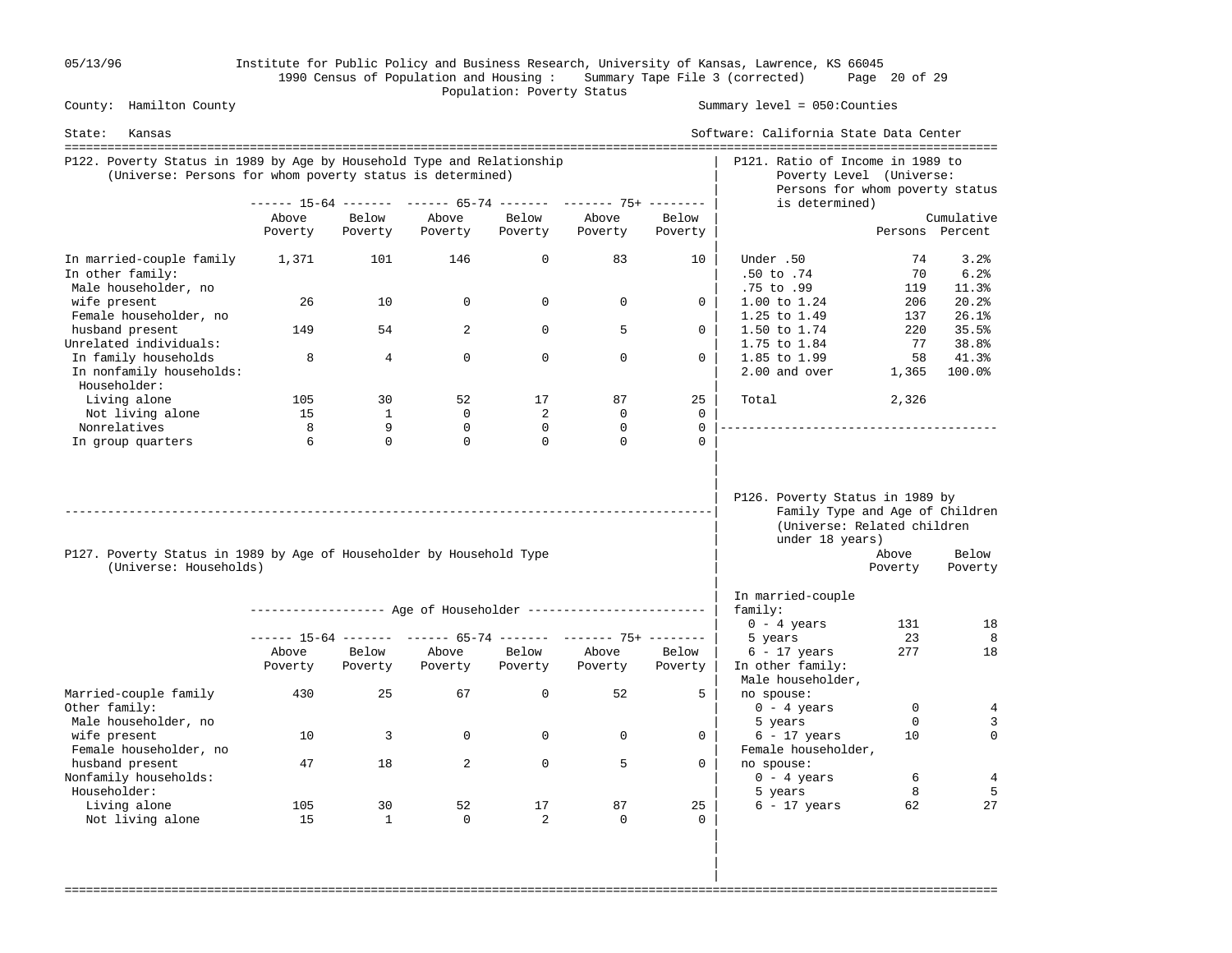Institute for Public Policy and Business Research, University of Kansas, Lawrence, KS 66045
1990 Census of Population and Housing : Summary Tape File 3 (corrected)
Population: Poverty Status

County: Hamilton County — Summary level = 050:Counties

State: Kansas — Software: California State Data Center

## P122. Poverty Status in 1989 by Age by Household Type and Relationship
(Universe: Persons for whom poverty status is determined)

| | 15-64 | | 65-74 | | 75+ | |
|---|---|---|---|---|---|---|
| | Above Poverty | Below Poverty | Above Poverty | Below Poverty | Above Poverty | Below Poverty |
| In married-couple family | 1,371 | 101 | 146 | 0 | 83 | 10 |
| In other family: | | | | | | |
| Male householder, no wife present | 26 | 10 | 0 | 0 | 0 | 0 |
| Female householder, no husband present | 149 | 54 | 2 | 0 | 5 | 0 |
| Unrelated individuals: | | | | | | |
| In family households | 8 | 4 | 0 | 0 | 0 | 0 |
| In nonfamily households: | | | | | | |
| Householder: | | | | | | |
| Living alone | 105 | 30 | 52 | 17 | 87 | 25 |
| Not living alone | 15 | 1 | 0 | 2 | 0 | 0 |
| Nonrelatives | 8 | 9 | 0 | 0 | 0 | 0 |
| In group quarters | 6 | 0 | 0 | 0 | 0 | 0 |

## P121. Ratio of Income in 1989 to Poverty Level
(Universe: Persons for whom poverty status is determined)

| | Persons | Cumulative Percent |
|---|---|---|
| Under .50 | 74 | 3.2% |
| .50 to .74 | 70 | 6.2% |
| .75 to .99 | 119 | 11.3% |
| 1.00 to 1.24 | 206 | 20.2% |
| 1.25 to 1.49 | 137 | 26.1% |
| 1.50 to 1.74 | 220 | 35.5% |
| 1.75 to 1.84 | 77 | 38.8% |
| 1.85 to 1.99 | 58 | 41.3% |
| 2.00 and over | 1,365 | 100.0% |
| Total | 2,326 | |

## P127. Poverty Status in 1989 by Age of Householder by Household Type
(Universe: Households)

| | Age of Householder | | | | | |
|---|---|---|---|---|---|---|
| | 15-64 | | 65-74 | | 75+ | |
| | Above Poverty | Below Poverty | Above Poverty | Below Poverty | Above Poverty | Below Poverty |
| Married-couple family | 430 | 25 | 67 | 0 | 52 | 5 |
| Other family: | | | | | | |
| Male householder, no wife present | 10 | 3 | 0 | 0 | 0 | 0 |
| Female householder, no husband present | 47 | 18 | 2 | 0 | 5 | 0 |
| Nonfamily households: | | | | | | |
| Householder: | | | | | | |
| Living alone | 105 | 30 | 52 | 17 | 87 | 25 |
| Not living alone | 15 | 1 | 0 | 2 | 0 | 0 |

## P126. Poverty Status in 1989 by Family Type and Age of Children
(Universe: Related children under 18 years)

| | Above Poverty | Below Poverty |
|---|---|---|
| In married-couple family: | | |
| 0 - 4 years | 131 | 18 |
| 5 years | 23 | 8 |
| 6 - 17 years | 277 | 18 |
| In other family: | | |
| Male householder, no spouse: | | |
| 0 - 4 years | 0 | 4 |
| 5 years | 0 | 3 |
| 6 - 17 years | 10 | 0 |
| Female householder, no spouse: | | |
| 0 - 4 years | 6 | 4 |
| 5 years | 8 | 5 |
| 6 - 17 years | 62 | 27 |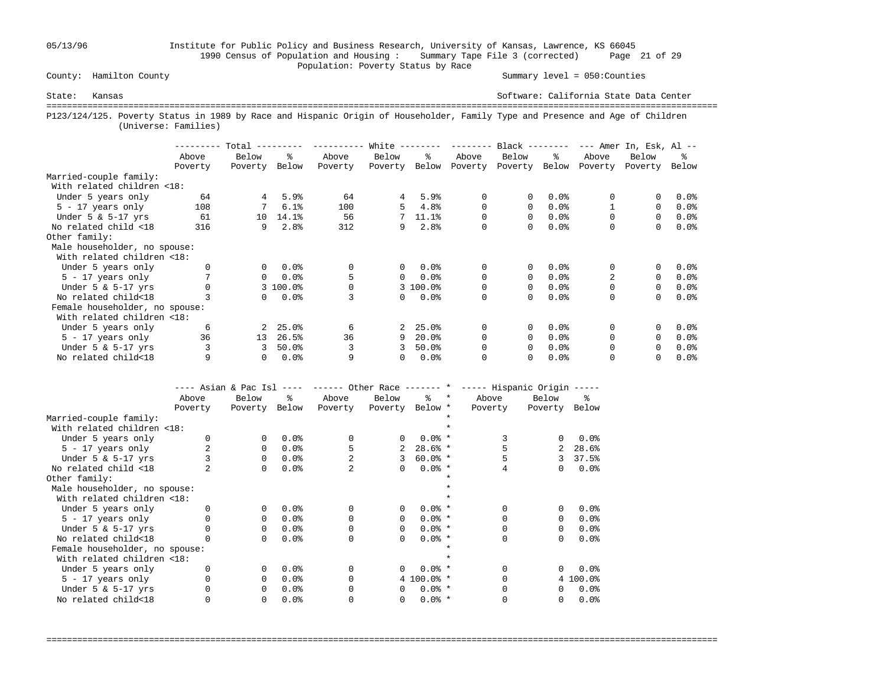05/13/96 Institute for Public Policy and Business Research, University of Kansas, Lawrence, KS 66045
1990 Census of Population and Housing : Summary Tape File 3 (corrected)
Population: Poverty Status by Race

County: Hamilton County — Summary level = 050:Counties

State: Kansas — Software: California State Data Center

P123/124/125. Poverty Status in 1989 by Race and Hispanic Origin of Householder, Family Type and Presence and Age of Children (Universe: Families)

| | Total | | | White | | | Black | | | Amer In, Esk, Al | | |
|---|---|---|---|---|---|---|---|---|---|---|---|---|
| | Above Poverty | Below Poverty | % Below | Above Poverty | Below Poverty | % Below | Above Poverty | Below Poverty | % Below | Above Poverty | Below Poverty | % Below |
| Married-couple family: | | | | | | | | | | | | |
| With related children <18: | | | | | | | | | | | | |
| Under 5 years only | 64 | 4 | 5.9% | 64 | 4 | 5.9% | 0 | 0 | 0.0% | 0 | 0 | 0.0% |
| 5 - 17 years only | 108 | 7 | 6.1% | 100 | 5 | 4.8% | 0 | 0 | 0.0% | 1 | 0 | 0.0% |
| Under 5 & 5-17 yrs | 61 | 10 | 14.1% | 56 | 7 | 11.1% | 0 | 0 | 0.0% | 0 | 0 | 0.0% |
| No related child <18 | 316 | 9 | 2.8% | 312 | 9 | 2.8% | 0 | 0 | 0.0% | 0 | 0 | 0.0% |
| Other family: | | | | | | | | | | | | |
| Male householder, no spouse: | | | | | | | | | | | | |
| With related children <18: | | | | | | | | | | | | |
| Under 5 years only | 0 | 0 | 0.0% | 0 | 0 | 0.0% | 0 | 0 | 0.0% | 0 | 0 | 0.0% |
| 5 - 17 years only | 7 | 0 | 0.0% | 5 | 0 | 0.0% | 0 | 0 | 0.0% | 2 | 0 | 0.0% |
| Under 5 & 5-17 yrs | 0 | 3 | 100.0% | 0 | 3 | 100.0% | 0 | 0 | 0.0% | 0 | 0 | 0.0% |
| No related child<18 | 3 | 0 | 0.0% | 3 | 0 | 0.0% | 0 | 0 | 0.0% | 0 | 0 | 0.0% |
| Female householder, no spouse: | | | | | | | | | | | | |
| With related children <18: | | | | | | | | | | | | |
| Under 5 years only | 6 | 2 | 25.0% | 6 | 2 | 25.0% | 0 | 0 | 0.0% | 0 | 0 | 0.0% |
| 5 - 17 years only | 36 | 13 | 26.5% | 36 | 9 | 20.0% | 0 | 0 | 0.0% | 0 | 0 | 0.0% |
| Under 5 & 5-17 yrs | 3 | 3 | 50.0% | 3 | 3 | 50.0% | 0 | 0 | 0.0% | 0 | 0 | 0.0% |
| No related child<18 | 9 | 0 | 0.0% | 9 | 0 | 0.0% | 0 | 0 | 0.0% | 0 | 0 | 0.0% |

| | Asian & Pac Isl | | | Other Race | | | Hispanic Origin | | |
|---|---|---|---|---|---|---|---|---|---|
| | Above Poverty | Below Poverty | % Below | Above Poverty | Below Poverty | % Below | Above Poverty | Below Poverty | % Below |
| Married-couple family: | | | | | | | | | |
| With related children <18: | | | | | | | | | |
| Under 5 years only | 0 | 0 | 0.0% | 0 | 0 | 0.0% | 3 | 0 | 0.0% |
| 5 - 17 years only | 2 | 0 | 0.0% | 5 | 2 | 28.6% | 5 | 2 | 28.6% |
| Under 5 & 5-17 yrs | 3 | 0 | 0.0% | 2 | 3 | 60.0% | 5 | 3 | 37.5% |
| No related child <18 | 2 | 0 | 0.0% | 2 | 0 | 0.0% | 4 | 0 | 0.0% |
| Other family: | | | | | | | | | |
| Male householder, no spouse: | | | | | | | | | |
| With related children <18: | | | | | | | | | |
| Under 5 years only | 0 | 0 | 0.0% | 0 | 0 | 0.0% | 0 | 0 | 0.0% |
| 5 - 17 years only | 0 | 0 | 0.0% | 0 | 0 | 0.0% | 0 | 0 | 0.0% |
| Under 5 & 5-17 yrs | 0 | 0 | 0.0% | 0 | 0 | 0.0% | 0 | 0 | 0.0% |
| No related child<18 | 0 | 0 | 0.0% | 0 | 0 | 0.0% | 0 | 0 | 0.0% |
| Female householder, no spouse: | | | | | | | | | |
| With related children <18: | | | | | | | | | |
| Under 5 years only | 0 | 0 | 0.0% | 0 | 0 | 0.0% | 0 | 0 | 0.0% |
| 5 - 17 years only | 0 | 0 | 0.0% | 0 | 4 | 100.0% | 0 | 4 | 100.0% |
| Under 5 & 5-17 yrs | 0 | 0 | 0.0% | 0 | 0 | 0.0% | 0 | 0 | 0.0% |
| No related child<18 | 0 | 0 | 0.0% | 0 | 0 | 0.0% | 0 | 0 | 0.0% |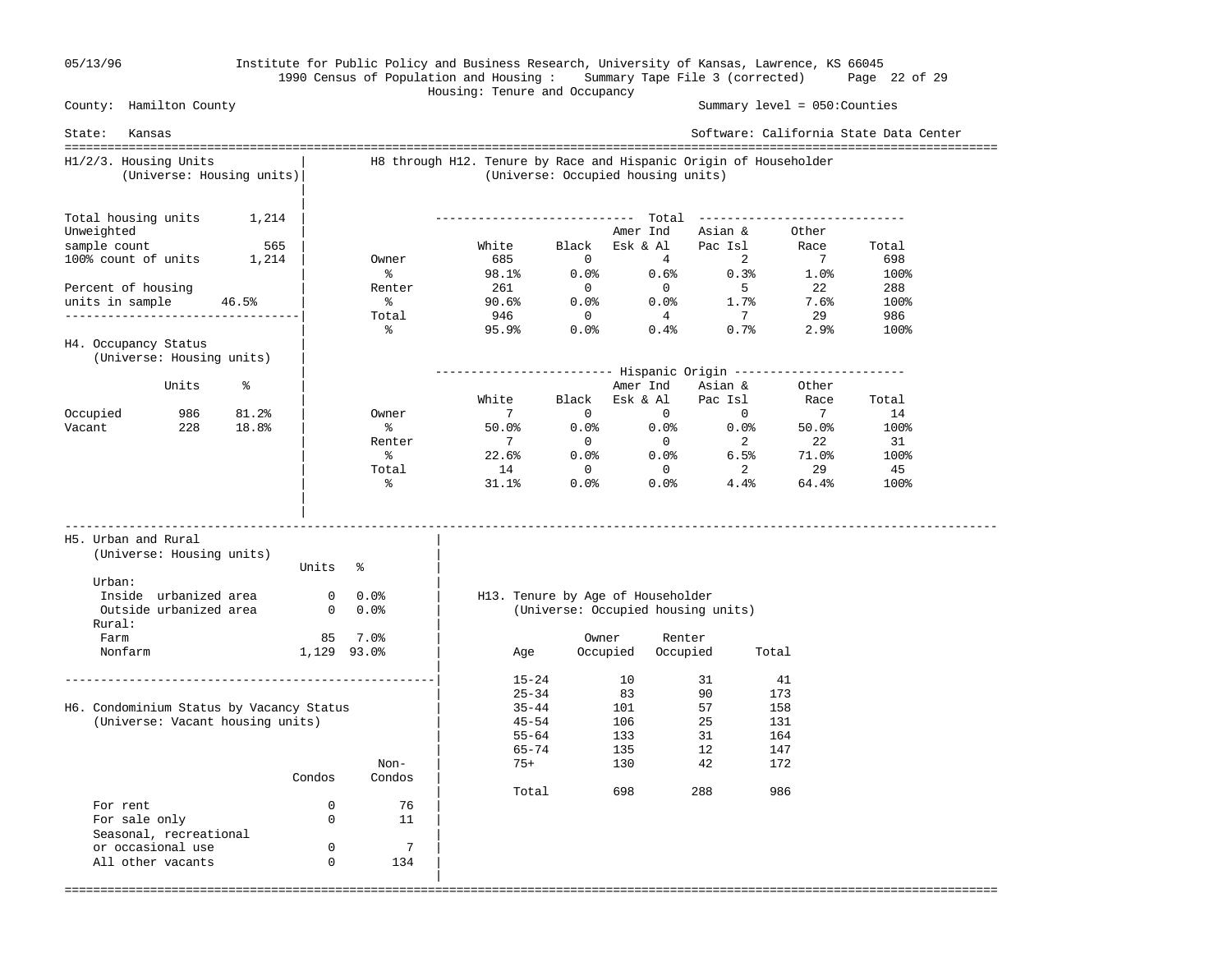Institute for Public Policy and Business Research, University of Kansas, Lawrence, KS 66045

1990 Census of Population and Housing : Summary Tape File 3 (corrected)

Housing: Tenure and Occupancy

County: Hamilton County — Summary level = 050:Counties

State: Kansas — Software: California State Data Center

## H1/2/3. Housing Units
(Universe: Housing units)

| | |
|---|---|
| Total housing units | 1,214 |
| Unweighted sample count | 565 |
| 100% count of units | 1,214 |
| Percent of housing units in sample | 46.5% |

## H4. Occupancy Status
(Universe: Housing units)

| | Units | % |
|---|---|---|
| Occupied | 986 | 81.2% |
| Vacant | 228 | 18.8% |

## H8 through H12. Tenure by Race and Hispanic Origin of Householder
(Universe: Occupied housing units)

**Total**

| | White | Black | Amer Ind Esk & Al | Asian & Pac Isl | Other Race | Total |
|---|---|---|---|---|---|---|
| Owner | 685 | 0 | 4 | 2 | 7 | 698 |
| % | 98.1% | 0.0% | 0.6% | 0.3% | 1.0% | 100% |
| Renter | 261 | 0 | 0 | 5 | 22 | 288 |
| % | 90.6% | 0.0% | 0.0% | 1.7% | 7.6% | 100% |
| Total | 946 | 0 | 4 | 7 | 29 | 986 |
| % | 95.9% | 0.0% | 0.4% | 0.7% | 2.9% | 100% |

**Hispanic Origin**

| | White | Black | Amer Ind Esk & Al | Asian & Pac Isl | Other Race | Total |
|---|---|---|---|---|---|---|
| Owner | 7 | 0 | 0 | 0 | 7 | 14 |
| % | 50.0% | 0.0% | 0.0% | 0.0% | 50.0% | 100% |
| Renter | 7 | 0 | 0 | 2 | 22 | 31 |
| % | 22.6% | 0.0% | 0.0% | 6.5% | 71.0% | 100% |
| Total | 14 | 0 | 0 | 2 | 29 | 45 |
| % | 31.1% | 0.0% | 0.0% | 4.4% | 64.4% | 100% |

## H5. Urban and Rural
(Universe: Housing units)

| | Units | % |
|---|---|---|
| Urban: | | |
| Inside urbanized area | 0 | 0.0% |
| Outside urbanized area | 0 | 0.0% |
| Rural: | | |
| Farm | 85 | 7.0% |
| Nonfarm | 1,129 | 93.0% |

## H6. Condominium Status by Vacancy Status
(Universe: Vacant housing units)

| | Condos | Non-Condos |
|---|---|---|
| For rent | 0 | 76 |
| For sale only | 0 | 11 |
| Seasonal, recreational or occasional use | 0 | 7 |
| All other vacants | 0 | 134 |

## H13. Tenure by Age of Householder
(Universe: Occupied housing units)

| Age | Owner Occupied | Renter Occupied | Total |
|---|---|---|---|
| 15-24 | 10 | 31 | 41 |
| 25-34 | 83 | 90 | 173 |
| 35-44 | 101 | 57 | 158 |
| 45-54 | 106 | 25 | 131 |
| 55-64 | 133 | 31 | 164 |
| 65-74 | 135 | 12 | 147 |
| 75+ | 130 | 42 | 172 |
| Total | 698 | 288 | 986 |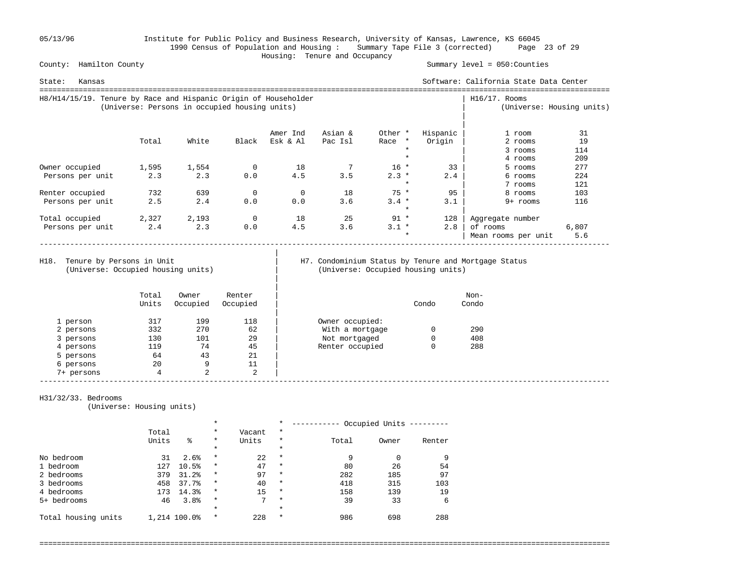Institute for Public Policy and Business Research, University of Kansas, Lawrence, KS 66045
1990 Census of Population and Housing : Summary Tape File 3 (corrected)
Housing: Tenure and Occupancy

County: Hamilton County — Summary level = 050:Counties

State: Kansas — Software: California State Data Center

## H8/H14/15/19. Tenure by Race and Hispanic Origin of Householder
(Universe: Persons in occupied housing units)

| | Total | White | Black | Amer Ind Esk & Al | Asian & Pac Isl | Other Race | Hispanic Origin |
|---|---|---|---|---|---|---|---|
| Owner occupied | 1,595 | 1,554 | 0 | 18 | 7 | 16 | 33 |
| Persons per unit | 2.3 | 2.3 | 0.0 | 4.5 | 3.5 | 2.3 | 2.4 |
| Renter occupied | 732 | 639 | 0 | 0 | 18 | 75 | 95 |
| Persons per unit | 2.5 | 2.4 | 0.0 | 0.0 | 3.6 | 3.4 | 3.1 |
| Total occupied | 2,327 | 2,193 | 0 | 18 | 25 | 91 | 128 |
| Persons per unit | 2.4 | 2.3 | 0.0 | 4.5 | 3.6 | 3.1 | 2.8 |

## H16/17. Rooms
(Universe: Housing units)

| Rooms | Units |
|---|---|
| 1 room | 31 |
| 2 rooms | 19 |
| 3 rooms | 114 |
| 4 rooms | 209 |
| 5 rooms | 277 |
| 6 rooms | 224 |
| 7 rooms | 121 |
| 8 rooms | 103 |
| 9+ rooms | 116 |
| Aggregate number of rooms | 6,807 |
| Mean rooms per unit | 5.6 |

## H18. Tenure by Persons in Unit
(Universe: Occupied housing units)

| | Total Units | Owner Occupied | Renter Occupied |
|---|---|---|---|
| 1 person | 317 | 199 | 118 |
| 2 persons | 332 | 270 | 62 |
| 3 persons | 130 | 101 | 29 |
| 4 persons | 119 | 74 | 45 |
| 5 persons | 64 | 43 | 21 |
| 6 persons | 20 | 9 | 11 |
| 7+ persons | 4 | 2 | 2 |

## H7. Condominium Status by Tenure and Mortgage Status
(Universe: Occupied housing units)

| | Condo | Non-Condo |
|---|---|---|
| Owner occupied: | | |
| With a mortgage | 0 | 290 |
| Not mortgaged | 0 | 408 |
| Renter occupied | 0 | 288 |

## H31/32/33. Bedrooms
(Universe: Housing units)

| | Total Units | % | Vacant Units | Occupied Units: Total | Owner | Renter |
|---|---|---|---|---|---|---|
| No bedroom | 31 | 2.6% | 22 | 9 | 0 | 9 |
| 1 bedroom | 127 | 10.5% | 47 | 80 | 26 | 54 |
| 2 bedrooms | 379 | 31.2% | 97 | 282 | 185 | 97 |
| 3 bedrooms | 458 | 37.7% | 40 | 418 | 315 | 103 |
| 4 bedrooms | 173 | 14.3% | 15 | 158 | 139 | 19 |
| 5+ bedrooms | 46 | 3.8% | 7 | 39 | 33 | 6 |
| Total housing units | 1,214 | 100.0% | 228 | 986 | 698 | 288 |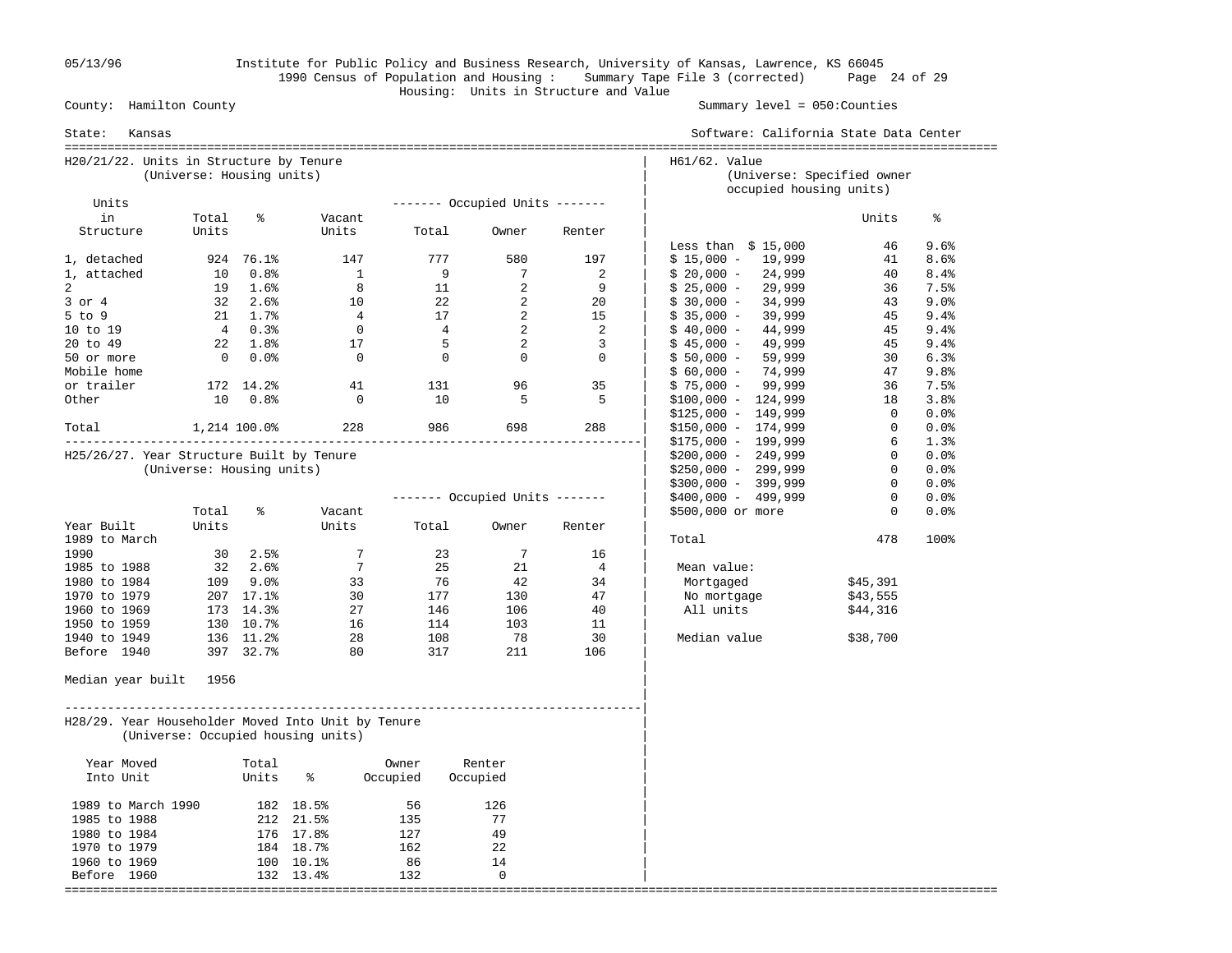County: Hamilton County

Summary level = 050:Counties

State: Kansas

Software: California State Data Center

## Institute for Public Policy and Business Research, University of Kansas, Lawrence, KS 66045
## 1990 Census of Population and Housing : Summary Tape File 3 (corrected)
## Housing: Units in Structure and Value

### H20/21/22. Units in Structure by Tenure
(Universe: Housing units)

| Units in Structure | Total Units | % | Vacant Units | Occupied Units: Total | Occupied Units: Owner | Occupied Units: Renter |
|---|---|---|---|---|---|---|
| 1, detached | 924 | 76.1% | 147 | 777 | 580 | 197 |
| 1, attached | 10 | 0.8% | 1 | 9 | 7 | 2 |
| 2 | 19 | 1.6% | 8 | 11 | 2 | 9 |
| 3 or 4 | 32 | 2.6% | 10 | 22 | 2 | 20 |
| 5 to 9 | 21 | 1.7% | 4 | 17 | 2 | 15 |
| 10 to 19 | 4 | 0.3% | 0 | 4 | 2 | 2 |
| 20 to 49 | 22 | 1.8% | 17 | 5 | 2 | 3 |
| 50 or more | 0 | 0.0% | 0 | 0 | 0 | 0 |
| Mobile home or trailer | 172 | 14.2% | 41 | 131 | 96 | 35 |
| Other | 10 | 0.8% | 0 | 10 | 5 | 5 |
| Total | 1,214 | 100.0% | 228 | 986 | 698 | 288 |

### H25/26/27. Year Structure Built by Tenure
(Universe: Housing units)

| Year Built | Total Units | % | Vacant Units | Occupied Units: Total | Occupied Units: Owner | Occupied Units: Renter |
|---|---|---|---|---|---|---|
| 1989 to March 1990 | 30 | 2.5% | 7 | 23 | 7 | 16 |
| 1985 to 1988 | 32 | 2.6% | 7 | 25 | 21 | 4 |
| 1980 to 1984 | 109 | 9.0% | 33 | 76 | 42 | 34 |
| 1970 to 1979 | 207 | 17.1% | 30 | 177 | 130 | 47 |
| 1960 to 1969 | 173 | 14.3% | 27 | 146 | 106 | 40 |
| 1950 to 1959 | 130 | 10.7% | 16 | 114 | 103 | 11 |
| 1940 to 1949 | 136 | 11.2% | 28 | 108 | 78 | 30 |
| Before 1940 | 397 | 32.7% | 80 | 317 | 211 | 106 |

Median year built 1956

### H28/29. Year Householder Moved Into Unit by Tenure
(Universe: Occupied housing units)

| Year Moved Into Unit | Total Units | % | Owner Occupied | Renter Occupied |
|---|---|---|---|---|
| 1989 to March 1990 | 182 | 18.5% | 56 | 126 |
| 1985 to 1988 | 212 | 21.5% | 135 | 77 |
| 1980 to 1984 | 176 | 17.8% | 127 | 49 |
| 1970 to 1979 | 184 | 18.7% | 162 | 22 |
| 1960 to 1969 | 100 | 10.1% | 86 | 14 |
| Before 1960 | 132 | 13.4% | 132 | 0 |

### H61/62. Value
(Universe: Specified owner occupied housing units)

| Value | Units | % |
|---|---|---|
| Less than $ 15,000 | 46 | 9.6% |
| $ 15,000 - 19,999 | 41 | 8.6% |
| $ 20,000 - 24,999 | 40 | 8.4% |
| $ 25,000 - 29,999 | 36 | 7.5% |
| $ 30,000 - 34,999 | 43 | 9.0% |
| $ 35,000 - 39,999 | 45 | 9.4% |
| $ 40,000 - 44,999 | 45 | 9.4% |
| $ 45,000 - 49,999 | 45 | 9.4% |
| $ 50,000 - 59,999 | 30 | 6.3% |
| $ 60,000 - 74,999 | 47 | 9.8% |
| $ 75,000 - 99,999 | 36 | 7.5% |
| $100,000 - 124,999 | 18 | 3.8% |
| $125,000 - 149,999 | 0 | 0.0% |
| $150,000 - 174,999 | 0 | 0.0% |
| $175,000 - 199,999 | 6 | 1.3% |
| $200,000 - 249,999 | 0 | 0.0% |
| $250,000 - 299,999 | 0 | 0.0% |
| $300,000 - 399,999 | 0 | 0.0% |
| $400,000 - 499,999 | 0 | 0.0% |
| $500,000 or more | 0 | 0.0% |
| Total | 478 | 100% |

Mean value:

| | |
|---|---|
| Mortgaged | $45,391 |
| No mortgage | $43,555 |
| All units | $44,316 |

Median value $38,700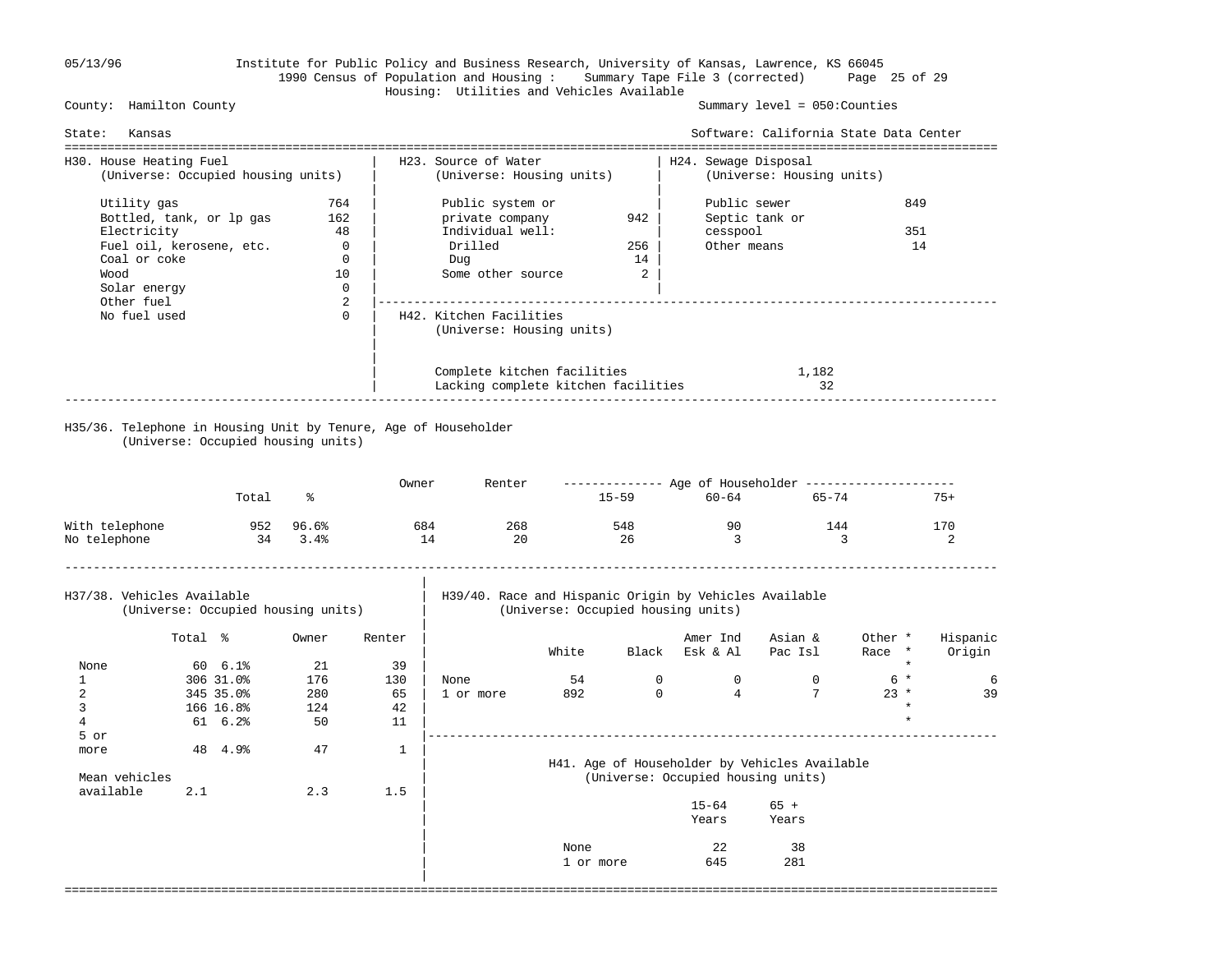05/13/96 Institute for Public Policy and Business Research, University of Kansas, Lawrence, KS 66045

1990 Census of Population and Housing : Summary Tape File 3 (corrected)

Housing: Utilities and Vehicles Available

County: Hamilton County — Summary level = 050:Counties

State: Kansas — Software: California State Data Center

## H30. House Heating Fuel
(Universe: Occupied housing units)

| Fuel | Count |
|---|---|
| Utility gas | 764 |
| Bottled, tank, or lp gas | 162 |
| Electricity | 48 |
| Fuel oil, kerosene, etc. | 0 |
| Coal or coke | 0 |
| Wood | 10 |
| Solar energy | 0 |
| Other fuel | 2 |
| No fuel used | 0 |

## H23. Source of Water
(Universe: Housing units)

| Source | Count |
|---|---|
| Public system or private company | 942 |
| Individual well: | |
| Drilled | 256 |
| Dug | 14 |
| Some other source | 2 |

## H24. Sewage Disposal
(Universe: Housing units)

| Disposal | Count |
|---|---|
| Public sewer | 849 |
| Septic tank or cesspool | 351 |
| Other means | 14 |

## H42. Kitchen Facilities
(Universe: Housing units)

| Facilities | Count |
|---|---|
| Complete kitchen facilities | 1,182 |
| Lacking complete kitchen facilities | 32 |

## H35/36. Telephone in Housing Unit by Tenure, Age of Householder
(Universe: Occupied housing units)

| | Total | % | Owner | Renter | Age of Householder 15-59 | 60-64 | 65-74 | 75+ |
|---|---|---|---|---|---|---|---|---|
| With telephone | 952 | 96.6% | 684 | 268 | 548 | 90 | 144 | 170 |
| No telephone | 34 | 3.4% | 14 | 20 | 26 | 3 | 3 | 2 |

## H37/38. Vehicles Available
(Universe: Occupied housing units)

| | Total | % | Owner | Renter |
|---|---|---|---|---|
| None | 60 | 6.1% | 21 | 39 |
| 1 | 306 | 31.0% | 176 | 130 |
| 2 | 345 | 35.0% | 280 | 65 |
| 3 | 166 | 16.8% | 124 | 42 |
| 4 | 61 | 6.2% | 50 | 11 |
| 5 or more | 48 | 4.9% | 47 | 1 |
| Mean vehicles available | 2.1 | | 2.3 | 1.5 |

## H39/40. Race and Hispanic Origin by Vehicles Available
(Universe: Occupied housing units)

| | White | Black | Amer Ind Esk & Al | Asian & Pac Isl | Other Race * | Hispanic Origin |
|---|---|---|---|---|---|---|
| None | 54 | 0 | 0 | 0 | 6 | 6 |
| 1 or more | 892 | 0 | 4 | 7 | 23 | 39 |

## H41. Age of Householder by Vehicles Available
(Universe: Occupied housing units)

| | 15-64 Years | 65 + Years |
|---|---|---|
| None | 22 | 38 |
| 1 or more | 645 | 281 |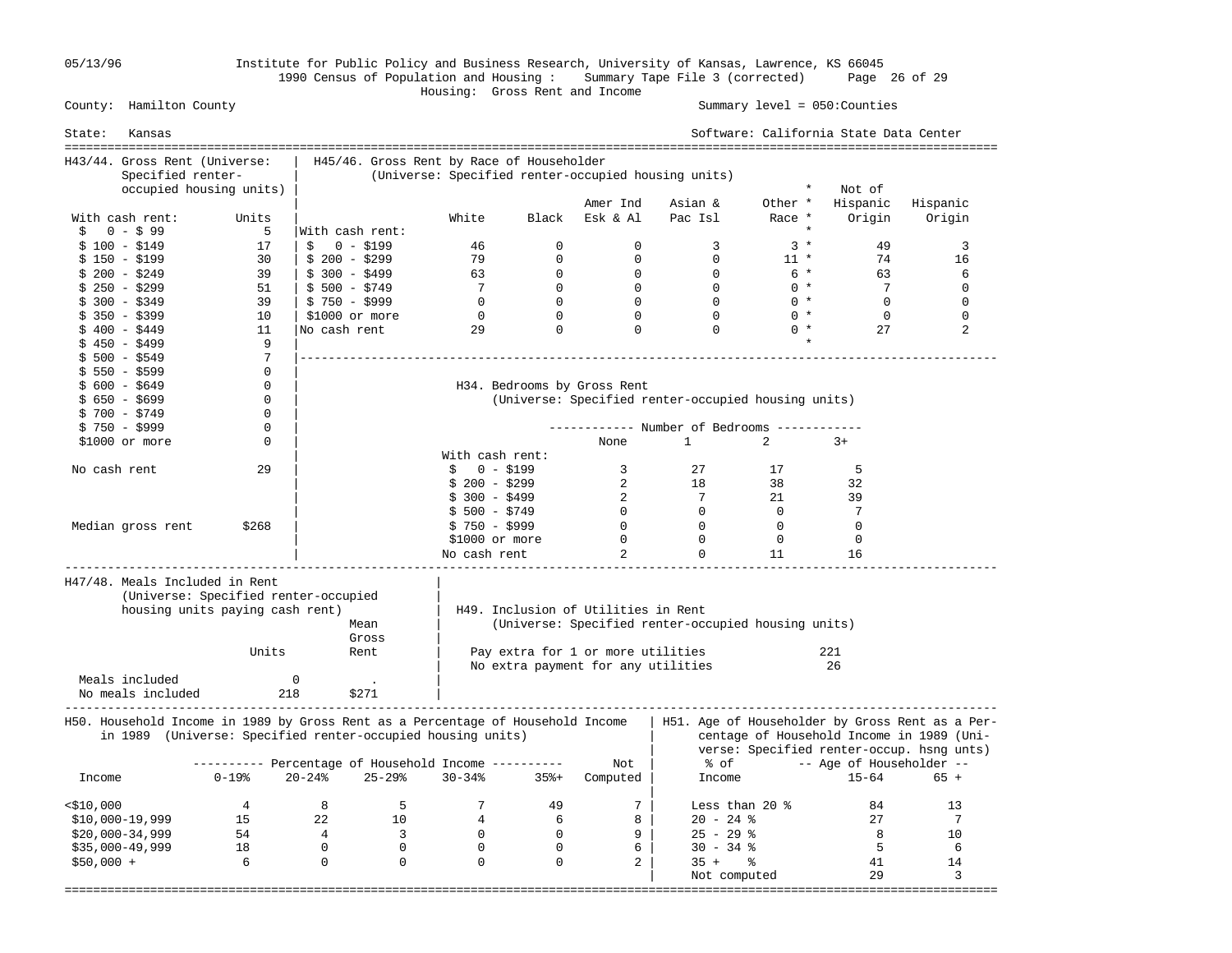Institute for Public Policy and Business Research, University of Kansas, Lawrence, KS 66045

1990 Census of Population and Housing : Summary Tape File 3 (corrected)

Housing: Gross Rent and Income

County: Hamilton County

Summary level = 050:Counties

State: Kansas

Software: California State Data Center

## H43/44. Gross Rent (Universe: Specified renter-occupied housing units)

| With cash rent: | Units |
|---|---|
| $ 0 - $ 99 | 5 |
| $ 100 - $149 | 17 |
| $ 150 - $199 | 30 |
| $ 200 - $249 | 39 |
| $ 250 - $299 | 51 |
| $ 300 - $349 | 39 |
| $ 350 - $399 | 10 |
| $ 400 - $449 | 11 |
| $ 450 - $499 | 9 |
| $ 500 - $549 | 7 |
| $ 550 - $599 | 0 |
| $ 600 - $649 | 0 |
| $ 650 - $699 | 0 |
| $ 700 - $749 | 0 |
| $ 750 - $999 | 0 |
| $1000 or more | 0 |
| No cash rent | 29 |
| Median gross rent | $268 |

## H45/46. Gross Rent by Race of Householder (Universe: Specified renter-occupied housing units)

| | White | Black | Amer Ind Esk & Al | Asian & Pac Isl | Other Race | Not of Hispanic Origin | Hispanic Origin |
|---|---|---|---|---|---|---|---|
| With cash rent: | | | | | | | |
| $ 0 - $199 | 46 | 0 | 0 | 3 | 3 | 49 | 3 |
| $ 200 - $299 | 79 | 0 | 0 | 0 | 11 | 74 | 16 |
| $ 300 - $499 | 63 | 0 | 0 | 0 | 6 | 63 | 6 |
| $ 500 - $749 | 7 | 0 | 0 | 0 | 0 | 7 | 0 |
| $ 750 - $999 | 0 | 0 | 0 | 0 | 0 | 0 | 0 |
| $1000 or more | 0 | 0 | 0 | 0 | 0 | 0 | 0 |
| No cash rent | 29 | 0 | 0 | 0 | 0 | 27 | 2 |

## H34. Bedrooms by Gross Rent (Universe: Specified renter-occupied housing units)

| | Number of Bedrooms | | | |
|---|---|---|---|---|
| | None | 1 | 2 | 3+ |
| With cash rent: | | | | |
| $ 0 - $199 | 3 | 27 | 17 | 5 |
| $ 200 - $299 | 2 | 18 | 38 | 32 |
| $ 300 - $499 | 2 | 7 | 21 | 39 |
| $ 500 - $749 | 0 | 0 | 0 | 7 |
| $ 750 - $999 | 0 | 0 | 0 | 0 |
| $1000 or more | 0 | 0 | 0 | 0 |
| No cash rent | 2 | 0 | 11 | 16 |

## H47/48. Meals Included in Rent (Universe: Specified renter-occupied housing units paying cash rent)

| | Units | Mean Gross Rent |
|---|---|---|
| Meals included | 0 | . |
| No meals included | 218 | $271 |

## H49. Inclusion of Utilities in Rent (Universe: Specified renter-occupied housing units)

| | |
|---|---|
| Pay extra for 1 or more utilities | 221 |
| No extra payment for any utilities | 26 |

## H50. Household Income in 1989 by Gross Rent as a Percentage of Household Income in 1989 (Universe: Specified renter-occupied housing units)

| | Percentage of Household Income | | | | | |
|---|---|---|---|---|---|---|
| Income | 0-19% | 20-24% | 25-29% | 30-34% | 35%+ | Not Computed |
| <$10,000 | 4 | 8 | 5 | 7 | 49 | 7 |
| $10,000-19,999 | 15 | 22 | 10 | 4 | 6 | 8 |
| $20,000-34,999 | 54 | 4 | 3 | 0 | 0 | 9 |
| $35,000-49,999 | 18 | 0 | 0 | 0 | 0 | 6 |
| $50,000 + | 6 | 0 | 0 | 0 | 0 | 2 |

## H51. Age of Householder by Gross Rent as a Percentage of Household Income in 1989 (Universe: Specified renter-occup. hsng unts)

| % of Income | Age of Householder 15-64 | 65 + |
|---|---|---|
| Less than 20 % | 84 | 13 |
| 20 - 24 % | 27 | 7 |
| 25 - 29 % | 8 | 10 |
| 30 - 34 % | 5 | 6 |
| 35 + % | 41 | 14 |
| Not computed | 29 | 3 |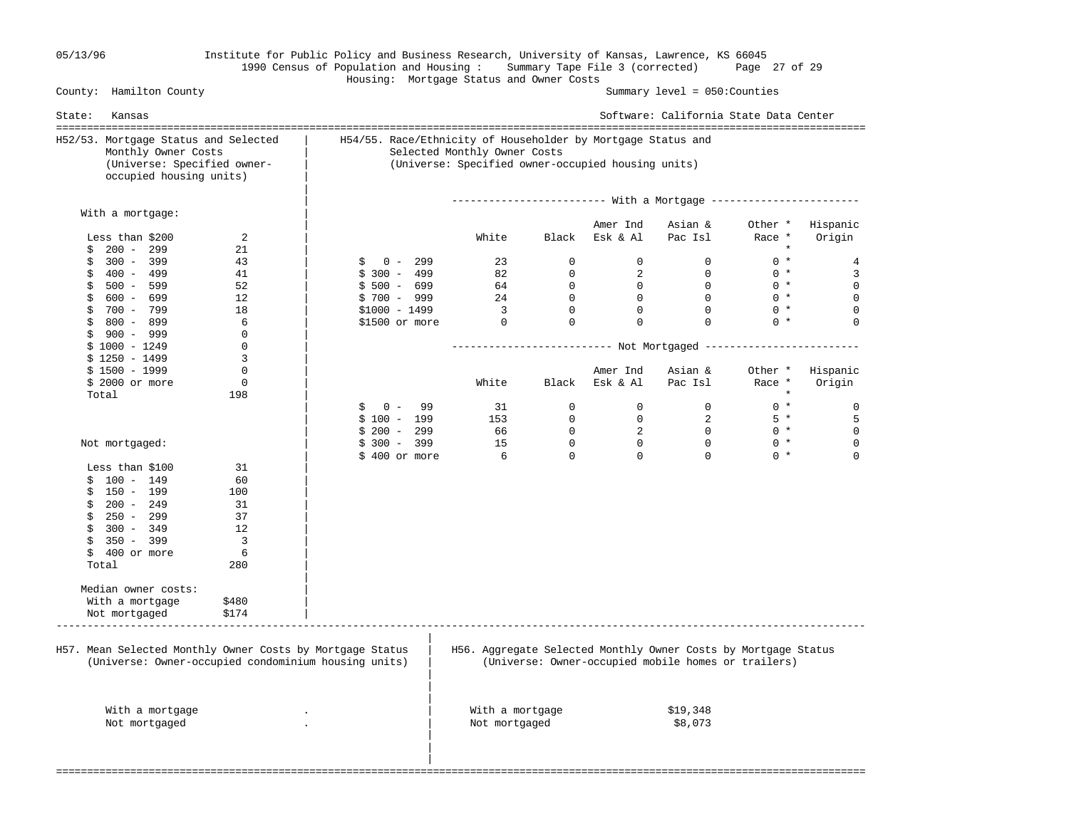County: Hamilton County — Summary level = 050:Counties

State: Kansas — Software: California State Data Center

Institute for Public Policy and Business Research, University of Kansas, Lawrence, KS 66045

1990 Census of Population and Housing : Summary Tape File 3 (corrected)

Housing: Mortgage Status and Owner Costs

## H52/53. Mortgage Status and Selected Monthly Owner Costs
(Universe: Specified owner-occupied housing units)

**With a mortgage:**

| | |
|---|---|
| Less than $200 | 2 |
| $ 200 - 299 | 21 |
| $ 300 - 399 | 43 |
| $ 400 - 499 | 41 |
| $ 500 - 599 | 52 |
| $ 600 - 699 | 12 |
| $ 700 - 799 | 18 |
| $ 800 - 899 | 6 |
| $ 900 - 999 | 0 |
| $ 1000 - 1249 | 0 |
| $ 1250 - 1499 | 3 |
| $ 1500 - 1999 | 0 |
| $ 2000 or more | 0 |
| Total | 198 |

**Not mortgaged:**

| | |
|---|---|
| Less than $100 | 31 |
| $ 100 - 149 | 60 |
| $ 150 - 199 | 100 |
| $ 200 - 249 | 31 |
| $ 250 - 299 | 37 |
| $ 300 - 349 | 12 |
| $ 350 - 399 | 3 |
| $ 400 or more | 6 |
| Total | 280 |

**Median owner costs:**

| | |
|---|---|
| With a mortgage | $480 |
| Not mortgaged | $174 |

## H54/55. Race/Ethnicity of Householder by Mortgage Status and Selected Monthly Owner Costs
(Universe: Specified owner-occupied housing units)

**With a Mortgage**

| | White | Black | Amer Ind Esk & Al | Asian & Pac Isl | Other * Race * | Hispanic Origin |
|---|---|---|---|---|---|---|
| $ 0 - 299 | 23 | 0 | 0 | 0 | 0 * | 4 |
| $ 300 - 499 | 82 | 0 | 2 | 0 | 0 * | 3 |
| $ 500 - 699 | 64 | 0 | 0 | 0 | 0 * | 0 |
| $ 700 - 999 | 24 | 0 | 0 | 0 | 0 * | 0 |
| $1000 - 1499 | 3 | 0 | 0 | 0 | 0 * | 0 |
| $1500 or more | 0 | 0 | 0 | 0 | 0 * | 0 |

**Not Mortgaged**

| | White | Black | Amer Ind Esk & Al | Asian & Pac Isl | Other * Race * | Hispanic Origin |
|---|---|---|---|---|---|---|
| $ 0 - 99 | 31 | 0 | 0 | 0 | 0 * | 0 |
| $ 100 - 199 | 153 | 0 | 0 | 2 | 5 * | 5 |
| $ 200 - 299 | 66 | 0 | 2 | 0 | 0 * | 0 |
| $ 300 - 399 | 15 | 0 | 0 | 0 | 0 * | 0 |
| $ 400 or more | 6 | 0 | 0 | 0 | 0 * | 0 |

## H57. Mean Selected Monthly Owner Costs by Mortgage Status
(Universe: Owner-occupied condominium housing units)

| | |
|---|---|
| With a mortgage | . |
| Not mortgaged | . |

## H56. Aggregate Selected Monthly Owner Costs by Mortgage Status
(Universe: Owner-occupied mobile homes or trailers)

| | |
|---|---|
| With a mortgage | $19,348 |
| Not mortgaged | $8,073 |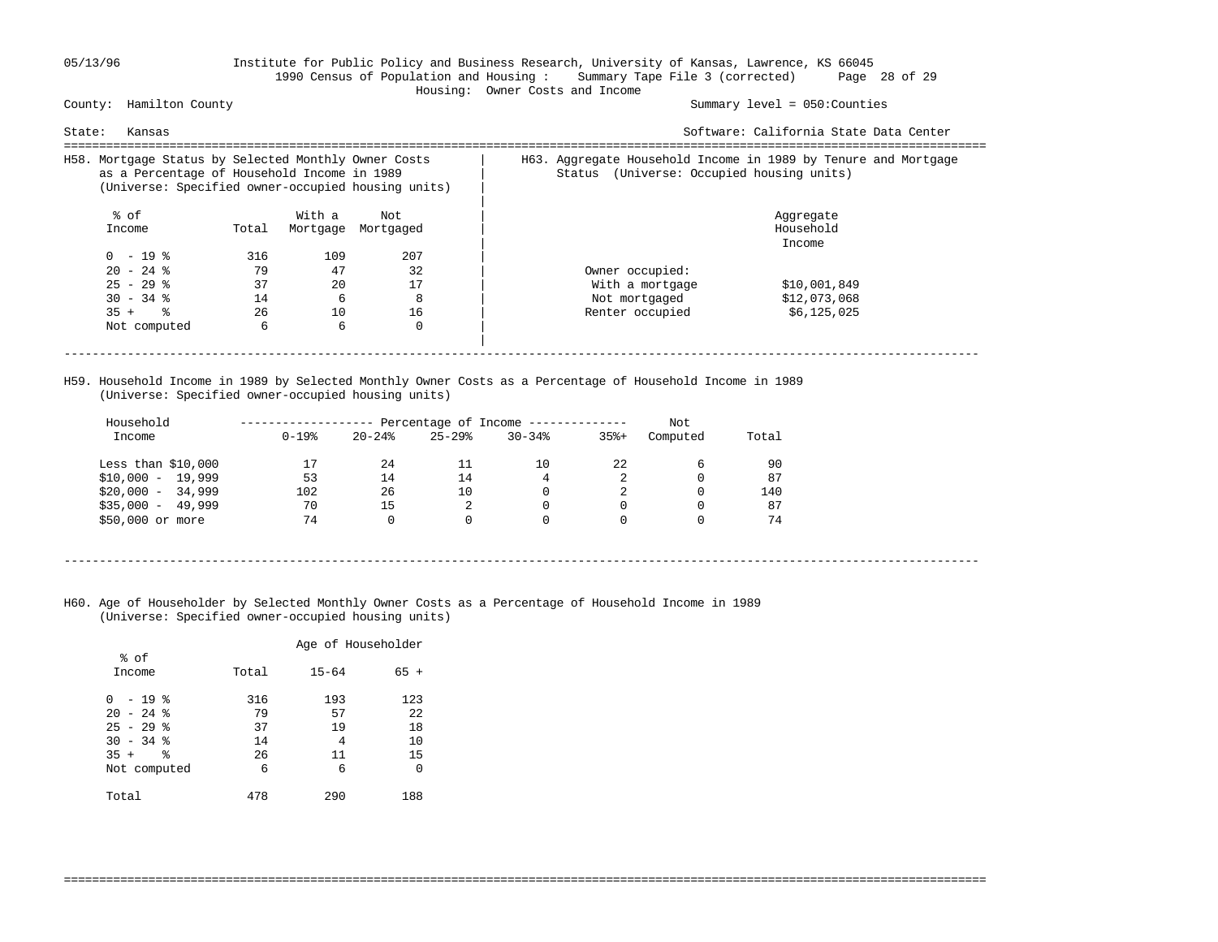05/13/96 Institute for Public Policy and Business Research, University of Kansas, Lawrence, KS 66045
1990 Census of Population and Housing : Summary Tape File 3 (corrected)
Housing: Owner Costs and Income

County: Hamilton County Summary level = 050:Counties

State: Kansas Software: California State Data Center

## H58. Mortgage Status by Selected Monthly Owner Costs as a Percentage of Household Income in 1989
(Universe: Specified owner-occupied housing units)

| % of Income | Total | With a Mortgage | Not Mortgaged |
|---|---|---|---|
| 0 - 19 % | 316 | 109 | 207 |
| 20 - 24 % | 79 | 47 | 32 |
| 25 - 29 % | 37 | 20 | 17 |
| 30 - 34 % | 14 | 6 | 8 |
| 35 + % | 26 | 10 | 16 |
| Not computed | 6 | 6 | 0 |

## H63. Aggregate Household Income in 1989 by Tenure and Mortgage Status (Universe: Occupied housing units)

| | Aggregate Household Income |
|---|---|
| Owner occupied: | |
| With a mortgage | $10,001,849 |
| Not mortgaged | $12,073,068 |
| Renter occupied | $6,125,025 |

## H59. Household Income in 1989 by Selected Monthly Owner Costs as a Percentage of Household Income in 1989
(Universe: Specified owner-occupied housing units)

| Household Income | Percentage of Income | | | | | Not Computed | Total |
|---|---|---|---|---|---|---|---|
| | 0-19% | 20-24% | 25-29% | 30-34% | 35%+ | | |
| Less than $10,000 | 17 | 24 | 11 | 10 | 22 | 6 | 90 |
| $10,000 - 19,999 | 53 | 14 | 14 | 4 | 2 | 0 | 87 |
| $20,000 - 34,999 | 102 | 26 | 10 | 0 | 2 | 0 | 140 |
| $35,000 - 49,999 | 70 | 15 | 2 | 0 | 0 | 0 | 87 |
| $50,000 or more | 74 | 0 | 0 | 0 | 0 | 0 | 74 |

## H60. Age of Householder by Selected Monthly Owner Costs as a Percentage of Household Income in 1989
(Universe: Specified owner-occupied housing units)

| % of Income | Total | Age of Householder | |
|---|---|---|---|
| | | 15-64 | 65 + |
| 0 - 19 % | 316 | 193 | 123 |
| 20 - 24 % | 79 | 57 | 22 |
| 25 - 29 % | 37 | 19 | 18 |
| 30 - 34 % | 14 | 4 | 10 |
| 35 + % | 26 | 11 | 15 |
| Not computed | 6 | 6 | 0 |
| Total | 478 | 290 | 188 |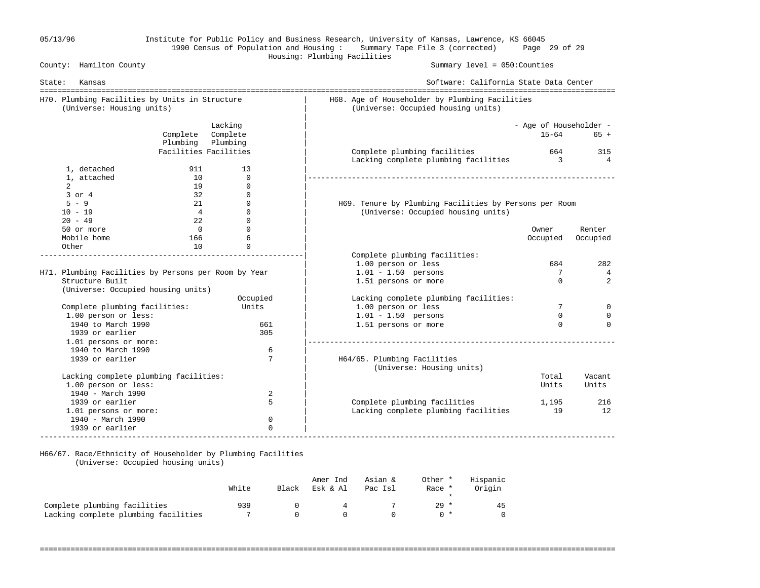County: Hamilton County — Summary level = 050:Counties

State: Kansas — Software: California State Data Center

Housing: Plumbing Facilities

## H70. Plumbing Facilities by Units in Structure
(Universe: Housing units)

| | Complete Plumbing Facilities | Lacking Complete Plumbing Facilities |
|---|---|---|
| 1, detached | 911 | 13 |
| 1, attached | 10 | 0 |
| 2 | 19 | 0 |
| 3 or 4 | 32 | 0 |
| 5 - 9 | 21 | 0 |
| 10 - 19 | 4 | 0 |
| 20 - 49 | 22 | 0 |
| 50 or more | 0 | 0 |
| Mobile home | 166 | 6 |
| Other | 10 | 0 |

## H68. Age of Householder by Plumbing Facilities
(Universe: Occupied housing units)

| | Age of Householder 15-64 | 65 + |
|---|---|---|
| Complete plumbing facilities | 664 | 315 |
| Lacking complete plumbing facilities | 3 | 4 |

## H71. Plumbing Facilities by Persons per Room by Year Structure Built
(Universe: Occupied housing units)

| | Occupied Units |
|---|---|
| Complete plumbing facilities: | |
| 1.00 person or less: | |
| 1940 to March 1990 | 661 |
| 1939 or earlier | 305 |
| 1.01 persons or more: | |
| 1940 to March 1990 | 6 |
| 1939 or earlier | 7 |
| Lacking complete plumbing facilities: | |
| 1.00 person or less: | |
| 1940 - March 1990 | 2 |
| 1939 or earlier | 5 |
| 1.01 persons or more: | |
| 1940 - March 1990 | 0 |
| 1939 or earlier | 0 |

## H69. Tenure by Plumbing Facilities by Persons per Room
(Universe: Occupied housing units)

| | Owner Occupied | Renter Occupied |
|---|---|---|
| Complete plumbing facilities: | | |
| 1.00 person or less | 684 | 282 |
| 1.01 - 1.50 persons | 7 | 4 |
| 1.51 persons or more | 0 | 2 |
| Lacking complete plumbing facilities: | | |
| 1.00 person or less | 7 | 0 |
| 1.01 - 1.50 persons | 0 | 0 |
| 1.51 persons or more | 0 | 0 |

## H64/65. Plumbing Facilities
(Universe: Housing units)

| | Total Units | Vacant Units |
|---|---|---|
| Complete plumbing facilities | 1,195 | 216 |
| Lacking complete plumbing facilities | 19 | 12 |

## H66/67. Race/Ethnicity of Householder by Plumbing Facilities
(Universe: Occupied housing units)

| | White | Black | Amer Ind Esk & Al | Asian & Pac Isl | Other * Race * * | Hispanic Origin |
|---|---|---|---|---|---|---|
| Complete plumbing facilities | 939 | 0 | 4 | 7 | 29 * | 45 |
| Lacking complete plumbing facilities | 7 | 0 | 0 | 0 | 0 * | 0 |